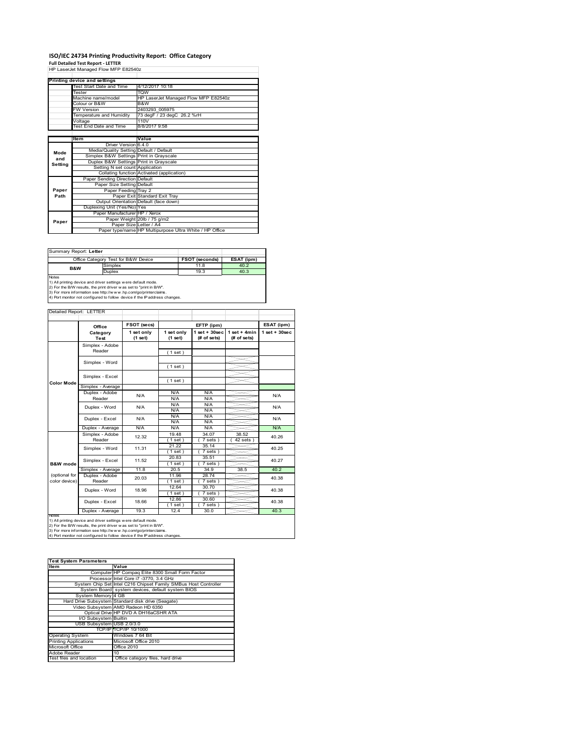# ISO/IEC 24734 Printing Productivity Report: Office Category

**Full Detailed Test Report - LETTER**

HP LaserJet Managed Flow MFP E82540z

| Printing device and settings | |
|---|---|
| Test Start Date and Time | 4/12/2017 10:18 |
| Tester | TQW |
| Machine name/model | HP LaserJet Managed Flow MFP E82540z |
| Colour or B&W | B&W |
| FW Version | 2403293_005975 |
| Temperature and Humidity | 73 degF / 23 degC 26.2 %rH |
| Voltage | 110V |
| Test End Date and Time | 8/8/2017 9:58 |

| | Item | Value |
|---|---|---|
| Mode and Setting | Driver Version | 6.4.0 |
| | Media/Quality Setting | Default / Default |
| | Simplex B&W Settings | Print in Grayscale |
| | Duplex B&W Settings | Print in Grayscale |
| | Setting N set count | Application |
| | Collating function | Activated (application) |
| Paper Path | Paper Sending Direction | Default |
| | Paper Size Setting | Default |
| | Paper Feeding | Tray 2 |
| | Paper Exit | Standard Exit Tray |
| | Output Orientation | Default (face down) |
| | Duplexing Unit (Yes/No) | Yes |
| Paper | Paper Manufacturer | HP / Xerox |
| | Paper Weight | 20lb / 75 g/m2 |
| | Paper Size | Letter / A4 |
| | Paper type/name | HP Multipurpose Ultra White / HP Office |

Summary Report: **Letter**

| Office Category Test for B&W Device | | FSOT (seconds) | ESAT (ipm) |
|---|---|---|---|
| B&W | Simplex | 11.8 | 40.2 |
| | Duplex | 19.3 | 40.3 |

Notes
1) All printing device and driver settings were default mode.
2) For the B/W results, the print driver was set to "print in B/W".
3) For more information see http://www.hp.com/go/printerclaims.
4) Port monitor not configured to follow device if the IP address changes.

Detailed Report: LETTER

| | Office Category Test | FSOT (secs) 1 set only (1 set) | EFTP (ipm) 1 set only (1 set) | EFTP (ipm) 1 set + 30sec (# of sets) | EFTP (ipm) 1 set + 4min (# of sets) | ESAT (ipm) 1 set + 30sec |
|---|---|---|---|---|---|---|
| Color Mode | Simplex - Adobe Reader | | (1 set) | | | |
| | Simplex - Word | | (1 set) | | | |
| | Simplex - Excel | | (1 set) | | | |
| | Simplex - Average | | | | | |
| | Duplex - Adobe Reader | N/A | N/A<br>N/A | N/A<br>N/A | | N/A |
| | Duplex - Word | N/A | N/A<br>N/A | N/A<br>N/A | | N/A |
| | Duplex - Excel | N/A | N/A<br>N/A | N/A<br>N/A | | N/A |
| | Duplex - Average | N/A | N/A | N/A | | N/A |
| B&W mode (optional for color device) | Simplex - Adobe Reader | 12.32 | 19.48<br>(1 set) | 34.07<br>(7 sets) | 38.52<br>(42 sets) | 40.26 |
| | Simplex - Word | 11.31 | 21.22<br>(1 set) | 35.14<br>(7 sets) | | 40.25 |
| | Simplex - Excel | 11.52 | 20.83<br>(1 set) | 35.51<br>(7 sets) | | 40.27 |
| | Simplex - Average | 11.8 | 20.5 | 34.9 | 38.5 | 40.2 |
| | Duplex - Adobe Reader | 20.03 | 11.96<br>(1 set) | 28.74<br>(7 sets) | | 40.38 |
| | Duplex - Word | 18.96 | 12.64<br>(1 set) | 30.70<br>(7 sets) | | 40.38 |
| | Duplex - Excel | 18.66 | 12.86<br>(1 set) | 30.60<br>(7 sets) | | 40.38 |
| | Duplex - Average | 19.3 | 12.4 | 30.0 | | 40.3 |

Notes
1) All printing device and driver settings were default mode.
2) For the B/W results, the print driver was set to "print in B/W".
3) For more information see http://www.hp.com/go/printerclaims.
4) Port monitor not configured to follow device if the IP address changes.

| Test System Parameters | |
|---|---|
| **Item** | **Value** |
| Computer | HP Compaq Elite 8300 Small Form Factor |
| Processor | Intel Core i7 -3770, 3.4 GHz |
| System Chip Set | Intel C216 Chipset Family SMBus Host Controller |
| System Board | system devices, default system BIOS |
| System Memory | 4 GB |
| Hard Drive Subsystem | Standard disk drive (Seagate) |
| Video Subsystem | AMD Radeon HD 6350 |
| Optical Drive | HP DVD A DH16aCSHR ATA |
| I/O Subsystem | Builtin |
| USB Subsystem | USB 2.0/3.0 |
| TCP/IP | TCP/IP 10/1000 |
| Operating System | Windows 7 64 Bit |
| Printing Applications | Microsoft Office 2010 |
| Microsoft Office | Office 2010 |
| Adobe Reader | 10 |
| Test files and location | Office category files, hard drive |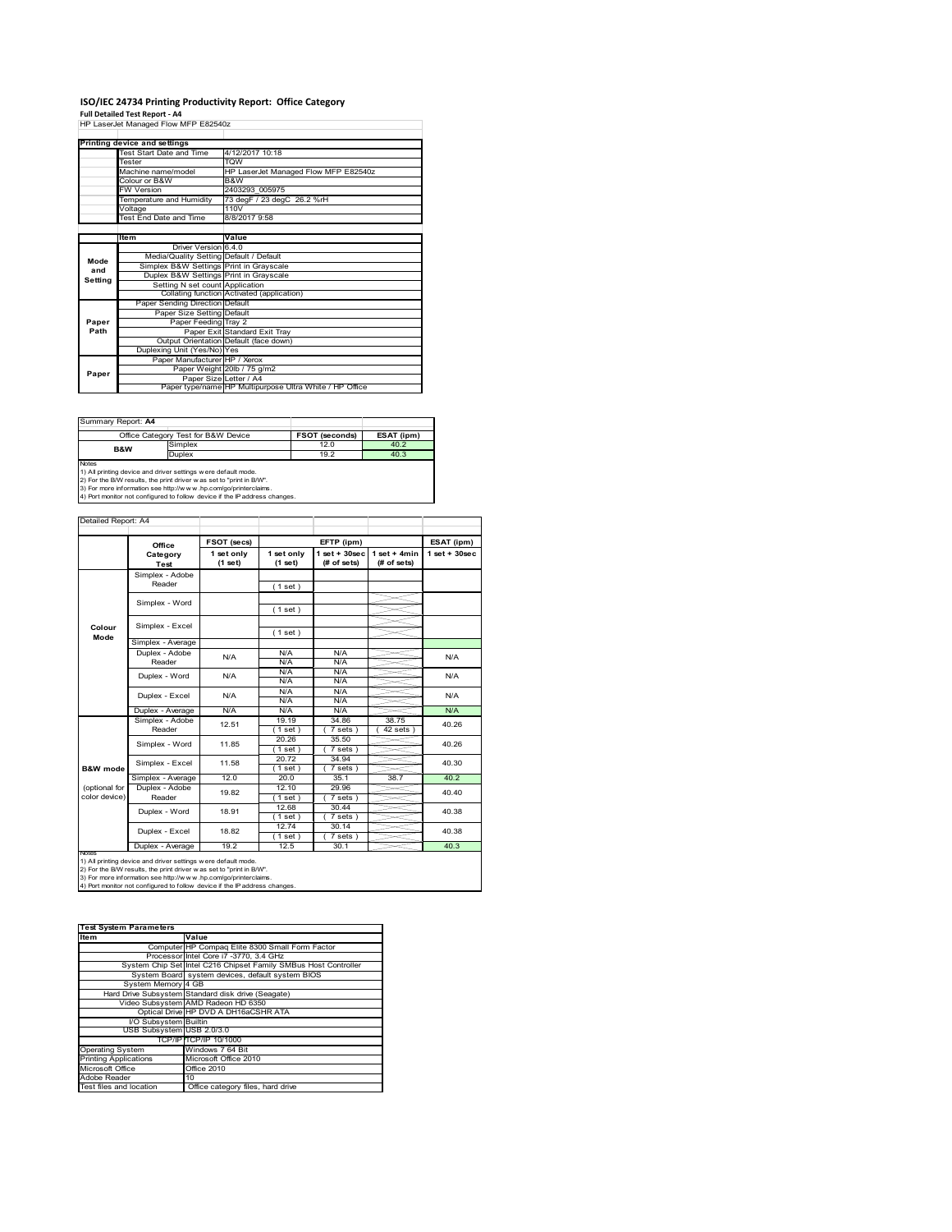# ISO/IEC 24734 Printing Productivity Report: Office Category

**Full Detailed Test Report - A4**

HP LaserJet Managed Flow MFP E82540z

| Printing device and settings | |
|---|---|
| Test Start Date and Time | 4/12/2017 10:18 |
| Tester | TQW |
| Machine name/model | HP LaserJet Managed Flow MFP E82540z |
| Colour or B&W | B&W |
| FW Version | 2403293_005975 |
| Temperature and Humidity | 73 degF / 23 degC 26.2 %rH |
| Voltage | 110V |
| Test End Date and Time | 8/8/2017 9:58 |

| | Item | Value |
|---|---|---|
| Mode and Setting | Driver Version | 6.4.0 |
| | Media/Quality Setting | Default / Default |
| | Simplex B&W Settings | Print in Grayscale |
| | Duplex B&W Settings | Print in Grayscale |
| | Setting N set count | Application |
| | Collating function | Activated (application) |
| Paper Path | Paper Sending Direction | Default |
| | Paper Size Setting | Default |
| | Paper Feeding | Tray 2 |
| | Paper Exit | Standard Exit Tray |
| | Output Orientation | Default (face down) |
| | Duplexing Unit (Yes/No) | Yes |
| Paper | Paper Manufacturer | HP / Xerox |
| | Paper Weight | 20lb / 75 g/m2 |
| | Paper Size | Letter / A4 |
| | Paper type/name | HP Multipurpose Ultra White / HP Office |

Summary Report: **A4**

| Office Category Test for B&W Device | | FSOT (seconds) | ESAT (ipm) |
|---|---|---|---|
| B&W | Simplex | 12.0 | 40.2 |
| | Duplex | 19.2 | 40.3 |

Notes
1) All printing device and driver settings were default mode.
2) For the B/W results, the print driver was set to "print in B/W".
3) For more information see http://www.hp.com/go/printerclaims.
4) Port monitor not configured to follow device if the IP address changes.

Detailed Report: A4

| | Office Category Test | FSOT (secs) 1 set only (1 set) | EFTP (ipm) 1 set only (1 set) | EFTP (ipm) 1 set + 30sec (# of sets) | EFTP (ipm) 1 set + 4min (# of sets) | ESAT (ipm) 1 set + 30sec |
|---|---|---|---|---|---|---|
| Colour Mode | Simplex - Adobe Reader | | (1 set) | | | |
| | Simplex - Word | | (1 set) | | | |
| | Simplex - Excel | | (1 set) | | | |
| | Simplex - Average | | | | | |
| | Duplex - Adobe Reader | N/A | N/A<br>N/A | N/A<br>N/A | | N/A |
| | Duplex - Word | N/A | N/A<br>N/A | N/A<br>N/A | | N/A |
| | Duplex - Excel | N/A | N/A<br>N/A | N/A<br>N/A | | N/A |
| | Duplex - Average | N/A | N/A | N/A | | N/A |
| B&W mode (optional for color device) | Simplex - Adobe Reader | 12.51 | 19.19<br>(1 set) | 34.86<br>(7 sets) | 38.75<br>(42 sets) | 40.26 |
| | Simplex - Word | 11.85 | 20.26<br>(1 set) | 35.50<br>(7 sets) | | 40.26 |
| | Simplex - Excel | 11.58 | 20.72<br>(1 set) | 34.94<br>(7 sets) | | 40.30 |
| | Simplex - Average | 12.0 | 20.0 | 35.1 | 38.7 | 40.2 |
| | Duplex - Adobe Reader | 19.82 | 12.10<br>(1 set) | 29.96<br>(7 sets) | | 40.40 |
| | Duplex - Word | 18.91 | 12.68<br>(1 set) | 30.44<br>(7 sets) | | 40.38 |
| | Duplex - Excel | 18.82 | 12.74<br>(1 set) | 30.14<br>(7 sets) | | 40.38 |
| | Duplex - Average | 19.2 | 12.5 | 30.1 | | 40.3 |

Notes
1) All printing device and driver settings were default mode.
2) For the B/W results, the print driver was set to "print in B/W".
3) For more information see http://www.hp.com/go/printerclaims.
4) Port monitor not configured to follow device if the IP address changes.

| Test System Parameters | |
|---|---|
| **Item** | **Value** |
| Computer | HP Compaq Elite 8300 Small Form Factor |
| Processor | Intel Core i7 -3770, 3.4 GHz |
| System Chip Set | Intel C216 Chipset Family SMBus Host Controller |
| System Board | system devices, default system BIOS |
| System Memory | 4 GB |
| Hard Drive Subsystem | Standard disk drive (Seagate) |
| Video Subsystem | AMD Radeon HD 6350 |
| Optical Drive | HP DVD A DH16aCSHR ATA |
| I/O Subsystem | Builtin |
| USB Subsystem | USB 2.0/3.0 |
| TCP/IP | TCP/IP 10/1000 |
| Operating System | Windows 7 64 Bit |
| Printing Applications | Microsoft Office 2010 |
| Microsoft Office | Office 2010 |
| Adobe Reader | 10 |
| Test files and location | Office category files, hard drive |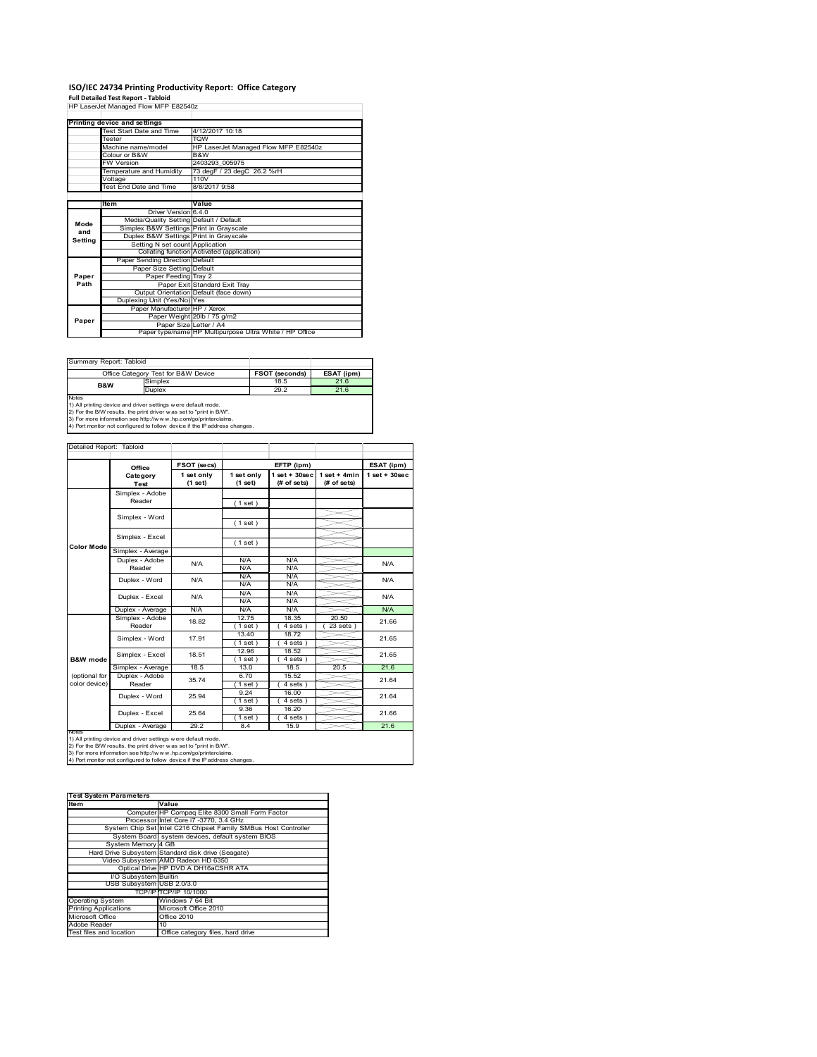# ISO/IEC 24734 Printing Productivity Report: Office Category

**Full Detailed Test Report - Tabloid**

HP LaserJet Managed Flow MFP E82540z

| Printing device and settings | |
|---|---|
| Test Start Date and Time | 4/12/2017 10:18 |
| Tester | TQW |
| Machine name/model | HP LaserJet Managed Flow MFP E82540z |
| Colour or B&W | B&W |
| FW Version | 2403293_005975 |
| Temperature and Humidity | 73 degF / 23 degC 26.2 %rH |
| Voltage | 110V |
| Test End Date and Time | 8/8/2017 9:58 |

| | Item | Value |
|---|---|---|
| Mode and Setting | Driver Version | 6.4.0 |
| | Media/Quality Setting | Default / Default |
| | Simplex B&W Settings | Print in Grayscale |
| | Duplex B&W Settings | Print in Grayscale |
| | Setting N set count | Application |
| | Collating function | Activated (application) |
| Paper Path | Paper Sending Direction | Default |
| | Paper Size Setting | Default |
| | Paper Feeding | Tray 2 |
| | Paper Exit | Standard Exit Tray |
| | Output Orientation | Default (face down) |
| | Duplexing Unit (Yes/No) | Yes |
| Paper | Paper Manufacturer | HP / Xerox |
| | Paper Weight | 20lb / 75 g/m2 |
| | Paper Size | Letter / A4 |
| | Paper type/name | HP Multipurpose Ultra White / HP Office |

Summary Report: Tabloid

| Office Category Test for B&W Device | | FSOT (seconds) | ESAT (ipm) |
|---|---|---|---|
| B&W | Simplex | 18.5 | 21.6 |
| | Duplex | 29.2 | 21.6 |

Notes
1) All printing device and driver settings were default mode.
2) For the B/W results, the print driver was set to "print in B/W".
3) For more information see http://www.hp.com/go/printerclaims.
4) Port monitor not configured to follow device if the IP address changes.

Detailed Report: Tabloid

| | Office Category Test | FSOT (secs) 1 set only (1 set) | EFTP (ipm) 1 set only (1 set) | EFTP (ipm) 1 set + 30sec (# of sets) | EFTP (ipm) 1 set + 4min (# of sets) | ESAT (ipm) 1 set + 30sec |
|---|---|---|---|---|---|---|
| Color Mode | Simplex - Adobe Reader | | (1 set) | | | |
| | Simplex - Word | | (1 set) | | | |
| | Simplex - Excel | | (1 set) | | | |
| | Simplex - Average | | | | | |
| | Duplex - Adobe Reader | N/A | N/A / N/A | N/A / N/A | | N/A |
| | Duplex - Word | N/A | N/A / N/A | N/A / N/A | | N/A |
| | Duplex - Excel | N/A | N/A / N/A | N/A / N/A | | N/A |
| | Duplex - Average | N/A | N/A | N/A | | N/A |
| B&W mode (optional for color device) | Simplex - Adobe Reader | 18.82 | 12.75 (1 set) | 18.35 (4 sets) | 20.50 (23 sets) | 21.66 |
| | Simplex - Word | 17.91 | 13.40 (1 set) | 18.72 (4 sets) | | 21.65 |
| | Simplex - Excel | 18.51 | 12.96 (1 set) | 18.52 (4 sets) | | 21.65 |
| | Simplex - Average | 18.5 | 13.0 | 18.5 | 20.5 | 21.6 |
| | Duplex - Adobe Reader | 35.74 | 6.70 (1 set) | 15.52 (4 sets) | | 21.64 |
| | Duplex - Word | 25.94 | 9.24 (1 set) | 16.00 (4 sets) | | 21.64 |
| | Duplex - Excel | 25.64 | 9.36 (1 set) | 16.20 (4 sets) | | 21.66 |
| | Duplex - Average | 29.2 | 8.4 | 15.9 | | 21.6 |

Notes
1) All printing device and driver settings were default mode.
2) For the B/W results, the print driver was set to "print in B/W".
3) For more information see http://www.hp.com/go/printerclaims.
4) Port monitor not configured to follow device if the IP address changes.

| Test System Parameters | |
|---|---|
| **Item** | **Value** |
| Computer | HP Compaq Elite 8300 Small Form Factor |
| Processor | Intel Core i7 -3770, 3.4 GHz |
| System Chip Set | Intel C216 Chipset Family SMBus Host Controller |
| System Board | system devices, default system BIOS |
| System Memory | 4 GB |
| Hard Drive Subsystem | Standard disk drive (Seagate) |
| Video Subsystem | AMD Radeon HD 6350 |
| Optical Drive | HP DVD A DH16aCSHR ATA |
| I/O Subsystem | Builtin |
| USB Subsystem | USB 2.0/3.0 |
| TCP/IP | TCP/IP 10/1000 |
| Operating System | Windows 7 64 Bit |
| Printing Applications | Microsoft Office 2010 |
| Microsoft Office | Office 2010 |
| Adobe Reader | 10 |
| Test files and location | Office category files, hard drive |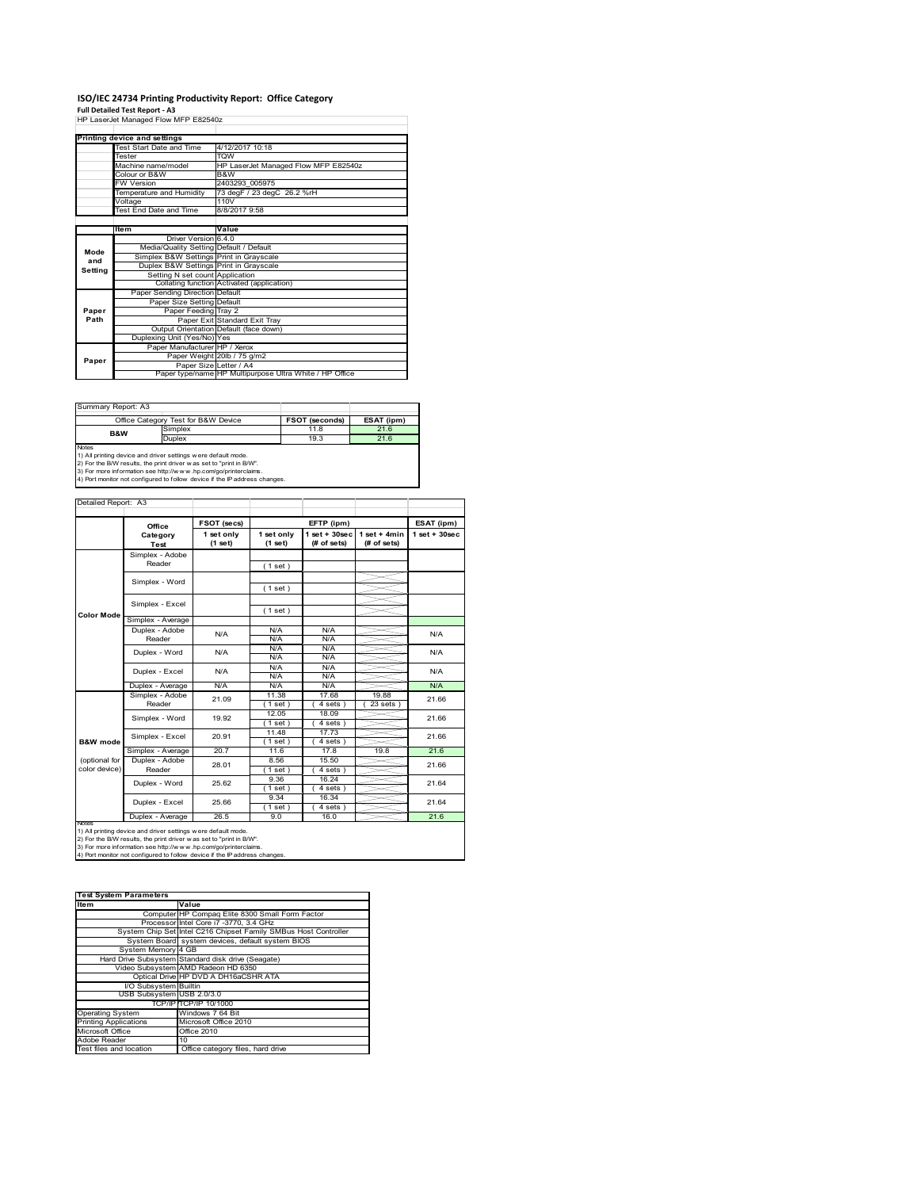# ISO/IEC 24734 Printing Productivity Report: Office Category

**Full Detailed Test Report - A3**

HP LaserJet Managed Flow MFP E82540z

| Printing device and settings | |
|---|---|
| Test Start Date and Time | 4/12/2017 10:18 |
| Tester | TQW |
| Machine name/model | HP LaserJet Managed Flow MFP E82540z |
| Colour or B&W | B&W |
| FW Version | 2403293_005975 |
| Temperature and Humidity | 73 degF / 23 degC 26.2 %rH |
| Voltage | 110V |
| Test End Date and Time | 8/8/2017 9:58 |

| | Item | Value |
|---|---|---|
| Mode and Setting | Driver Version | 6.4.0 |
| | Media/Quality Setting | Default / Default |
| | Simplex B&W Settings | Print in Grayscale |
| | Duplex B&W Settings | Print in Grayscale |
| | Setting N set count | Application |
| | Collating function | Activated (application) |
| Paper Path | Paper Sending Direction | Default |
| | Paper Size Setting | Default |
| | Paper Feeding | Tray 2 |
| | Paper Exit | Standard Exit Tray |
| | Output Orientation | Default (face down) |
| | Duplexing Unit (Yes/No) | Yes |
| Paper | Paper Manufacturer | HP / Xerox |
| | Paper Weight | 20lb / 75 g/m2 |
| | Paper Size | Letter / A4 |
| | Paper type/name | HP Multipurpose Ultra White / HP Office |

Summary Report: A3

| Office Category Test for B&W Device | | FSOT (seconds) | ESAT (ipm) |
|---|---|---|---|
| B&W | Simplex | 11.8 | 21.6 |
| | Duplex | 19.3 | 21.6 |

Notes
1) All printing device and driver settings were default mode.
2) For the B/W results, the print driver was set to "print in B/W".
3) For more information see http://www.hp.com/go/printerclaims.
4) Port monitor not configured to follow device if the IP address changes.

Detailed Report: A3

| | Office Category Test | FSOT (secs) 1 set only (1 set) | EFTP (ipm) 1 set only (1 set) | EFTP (ipm) 1 set + 30sec (# of sets) | EFTP (ipm) 1 set + 4min (# of sets) | ESAT (ipm) 1 set + 30sec |
|---|---|---|---|---|---|---|
| Color Mode | Simplex - Adobe Reader | | (1 set) | | | |
| | Simplex - Word | | (1 set) | | | |
| | Simplex - Excel | | (1 set) | | | |
| | Simplex - Average | | | | | |
| | Duplex - Adobe Reader | N/A | N/A N/A | N/A N/A | | N/A |
| | Duplex - Word | N/A | N/A N/A | N/A N/A | | N/A |
| | Duplex - Excel | N/A | N/A N/A | N/A N/A | | N/A |
| | Duplex - Average | N/A | N/A | N/A | | N/A |
| B&W mode (optional for color device) | Simplex - Adobe Reader | 21.09 | 11.38 (1 set) | 17.68 (4 sets) | 19.88 (23 sets) | 21.66 |
| | Simplex - Word | 19.92 | 12.05 (1 set) | 18.09 (4 sets) | | 21.66 |
| | Simplex - Excel | 20.91 | 11.48 (1 set) | 17.73 (4 sets) | | 21.66 |
| | Simplex - Average | 20.7 | 11.6 | 17.8 | 19.8 | 21.6 |
| | Duplex - Adobe Reader | 28.01 | 8.56 (1 set) | 15.50 (4 sets) | | 21.66 |
| | Duplex - Word | 25.62 | 9.36 (1 set) | 16.24 (4 sets) | | 21.64 |
| | Duplex - Excel | 25.66 | 9.34 (1 set) | 16.34 (4 sets) | | 21.64 |
| | Duplex - Average | 26.5 | 9.0 | 16.0 | | 21.6 |

Notes
1) All printing device and driver settings were default mode.
2) For the B/W results, the print driver was set to "print in B/W".
3) For more information see http://www.hp.com/go/printerclaims.
4) Port monitor not configured to follow device if the IP address changes.

| Test System Parameters | |
|---|---|
| **Item** | **Value** |
| Computer | HP Compaq Elite 8300 Small Form Factor |
| Processor | Intel Core i7 -3770, 3.4 GHz |
| System Chip Set | Intel C216 Chipset Family SMBus Host Controller |
| System Board | system devices, default system BIOS |
| System Memory | 4 GB |
| Hard Drive Subsystem | Standard disk drive (Seagate) |
| Video Subsystem | AMD Radeon HD 6350 |
| Optical Drive | HP DVD A DH16aCSHR ATA |
| I/O Subsystem | Builtin |
| USB Subsystem | USB 2.0/3.0 |
| TCP/IP | TCP/IP 10/1000 |
| Operating System | Windows 7 64 Bit |
| Printing Applications | Microsoft Office 2010 |
| Microsoft Office | Office 2010 |
| Adobe Reader | 10 |
| Test files and location | Office category files, hard drive |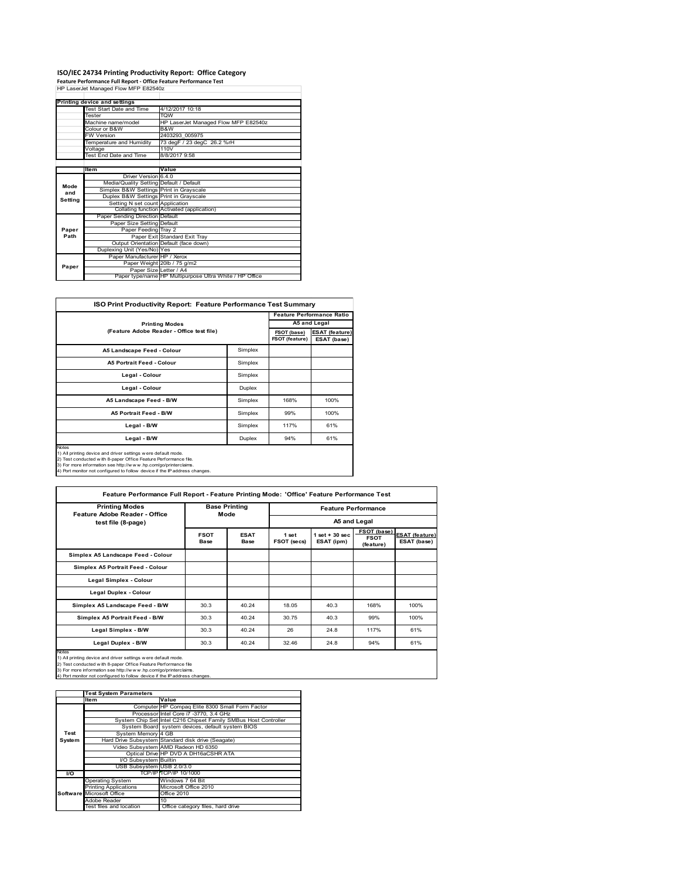# ISO/IEC 24734 Printing Productivity Report: Office Category

**Feature Performance Full Report - Office Feature Performance Test**

HP LaserJet Managed Flow MFP E82540z

| Printing device and settings | |
|---|---|
| Test Start Date and Time | 4/12/2017 10:18 |
| Tester | TQW |
| Machine name/model | HP LaserJet Managed Flow MFP E82540z |
| Colour or B&W | B&W |
| FW Version | 2403293_005975 |
| Temperature and Humidity | 73 degF / 23 degC 26.2 %rH |
| Voltage | 110V |
| Test End Date and Time | 8/8/2017 9:58 |

| | Item | Value |
|---|---|---|
| Mode and Setting | Driver Version | 6.4.0 |
| | Media/Quality Setting | Default / Default |
| | Simplex B&W Settings | Print in Grayscale |
| | Duplex B&W Settings | Print in Grayscale |
| | Setting N set count | Application |
| | Collating function | Activated (application) |
| Paper Path | Paper Sending Direction | Default |
| | Paper Size Setting | Default |
| | Paper Feeding | Tray 2 |
| | Paper Exit | Standard Exit Tray |
| | Output Orientation | Default (face down) |
| | Duplexing Unit (Yes/No) | Yes |
| Paper | Paper Manufacturer | HP / Xerox |
| | Paper Weight | 20lb / 75 g/m2 |
| | Paper Size | Letter / A4 |
| | Paper type/name | HP Multipurpose Ultra White / HP Office |

## ISO Print Productivity Report: Feature Performance Test Summary

| Printing Modes (Feature Adobe Reader - Office test file) | | Feature Performance Ratio A5 and Legal | |
|---|---|---|---|
| | | FSOT (base) / FSOT (feature) | ESAT (feature) / ESAT (base) |
| A5 Landscape Feed - Colour | Simplex | | |
| A5 Portrait Feed - Colour | Simplex | | |
| Legal - Colour | Simplex | | |
| Legal - Colour | Duplex | | |
| A5 Landscape Feed - B/W | Simplex | 168% | 100% |
| A5 Portrait Feed - B/W | Simplex | 99% | 100% |
| Legal - B/W | Simplex | 117% | 61% |
| Legal - B/W | Duplex | 94% | 61% |

Notes
1) All printing device and driver settings were default mode.
2) Test conducted with 8-paper Office Feature Performance file.
3) For more information see http://www.hp.com/go/printerclaims.
4) Port monitor not configured to follow device if the IP address changes.

## Feature Performance Full Report - Feature Printing Mode: 'Office' Feature Performance Test

| Printing Modes Feature Adobe Reader - Office test file (8-page) | Base Printing Mode | | Feature Performance A5 and Legal | | | |
|---|---|---|---|---|---|---|
| | FSOT Base | ESAT Base | 1 set FSOT (secs) | 1 set + 30 sec ESAT (ipm) | FSOT (base) / FSOT (feature) | ESAT (feature) / ESAT (base) |
| Simplex A5 Landscape Feed - Colour | | | | | | |
| Simplex A5 Portrait Feed - Colour | | | | | | |
| Legal Simplex - Colour | | | | | | |
| Legal Duplex - Colour | | | | | | |
| Simplex A5 Landscape Feed - B/W | 30.3 | 40.24 | 18.05 | 40.3 | 168% | 100% |
| Simplex A5 Portrait Feed - B/W | 30.3 | 40.24 | 30.75 | 40.3 | 99% | 100% |
| Legal Simplex - B/W | 30.3 | 40.24 | 26 | 24.8 | 117% | 61% |
| Legal Duplex - B/W | 30.3 | 40.24 | 32.46 | 24.8 | 94% | 61% |

Notes
1) All printing device and driver settings were default mode.
2) Test conducted with 8-paper Office Feature Performance file
3) For more information see http://www.hp.com/go/printerclaims.
4) Port monitor not configured to follow device if the IP address changes.

| | Test System Parameters | |
|---|---|---|
| | Item | Value |
| Test System | Computer | HP Compaq Elite 8300 Small Form Factor |
| | Processor | Intel Core i7 -3770, 3.4 GHz |
| | System Chip Set | Intel C216 Chipset Family SMBus Host Controller |
| | System Board | system devices, default system BIOS |
| | System Memory | 4 GB |
| | Hard Drive Subsystem | Standard disk drive (Seagate) |
| | Video Subsystem | AMD Radeon HD 6350 |
| | Optical Drive | HP DVD A DH16aCSHR ATA |
| | I/O Subsystem | Builtin |
| | USB Subsystem | USB 2.0/3.0 |
| I/O | TCP/IP | TCP/IP 10/1000 |
| Software | Operating System | Windows 7 64 Bit |
| | Printing Applications | Microsoft Office 2010 |
| | Microsoft Office | Office 2010 |
| | Adobe Reader | 10 |
| | Test files and location | Office category files, hard drive |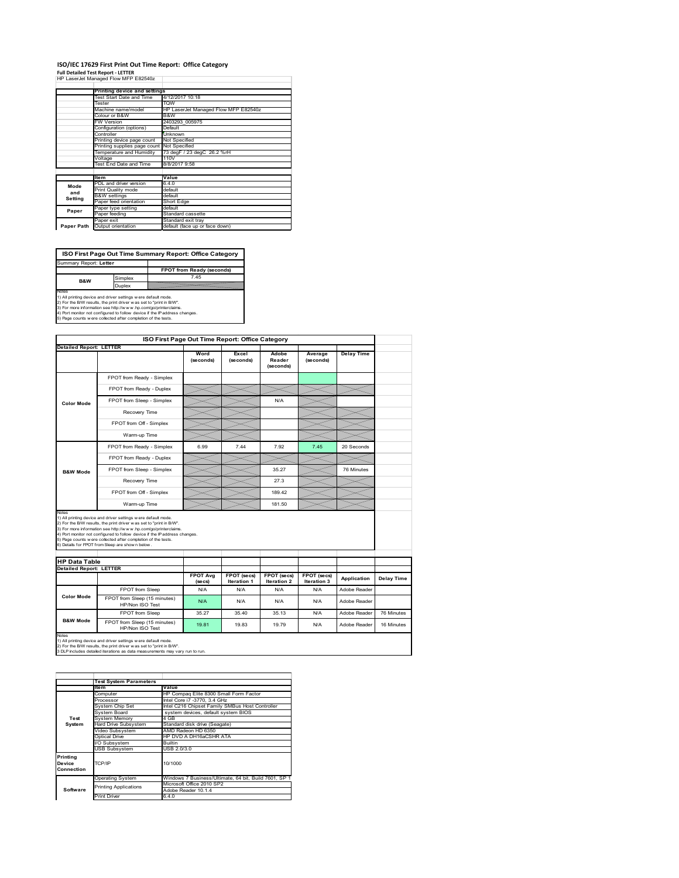# ISO/IEC 17629 First Print Out Time Report: Office Category

**Full Detailed Test Report - LETTER**

HP LaserJet Managed Flow MFP E82540z

| | Printing device and settings | |
|---|---|---|
| | Test Start Date and Time | 4/12/2017 10:18 |
| | Tester | TQW |
| | Machine name/model | HP LaserJet Managed Flow MFP E82540z |
| | Colour or B&W | B&W |
| | FW Version | 2403293_005975 |
| | Configuration (options) | Default |
| | Controller | Unknown |
| | Printing device page count | Not Specified |
| | Printing supplies page count | Not Specified |
| | Temperature and Humidity | 73 degF / 23 degC 26.2 %rH |
| | Voltage | 110V |
| | Test End Date and Time | 8/8/2017 9:58 |

| | Item | Value |
|---|---|---|
| Mode and Setting | PDL and driver version | 6.4.0 |
| | Print Quality mode | default |
| | B&W settings | default |
| | Paper feed orientation | Short Edge |
| Paper | Paper type setting | default |
| | Paper feeding | Standard cassette |
| Paper Path | Paper exit | Standard exit tray |
| | Output orientation | default (face up or face down) |

**ISO First Page Out Time Summary Report: Office Category**

| Summary Report: Letter | | |
|---|---|---|
| | | FPOT from Ready (seconds) |
| B&W | Simplex | 7.45 |
| | Duplex | |

Notes
1) All printing device and driver settings were default mode.
2) For the B/W results, the print driver was set to "print in B/W".
3) For more information see http://www.hp.com/go/printerclaims.
4) Port monitor not configured to follow device if the IP address changes.
5) Page counts were collected after completion of the tests.

**ISO First Page Out Time Report: Office Category**

| Detailed Report: LETTER | | Word (seconds) | Excel (seconds) | Adobe Reader (seconds) | Average (seconds) | Delay Time |
|---|---|---|---|---|---|---|
| Color Mode | FPOT from Ready - Simplex | | | | | |
| | FPOT from Ready - Duplex | | | | | |
| | FPOT from Sleep - Simplex | | | N/A | | |
| | Recovery Time | | | | | |
| | FPOT from Off - Simplex | | | | | |
| | Warm-up Time | | | | | |
| B&W Mode | FPOT from Ready - Simplex | 6.99 | 7.44 | 7.92 | 7.45 | 20 Seconds |
| | FPOT from Ready - Duplex | | | | | |
| | FPOT from Sleep - Simplex | | | 35.27 | | 76 Minutes |
| | Recovery Time | | | 27.3 | | |
| | FPOT from Off - Simplex | | | 189.42 | | |
| | Warm-up Time | | | 181.50 | | |

Notes
1) All printing device and driver settings were default mode.
2) For the B/W results, the print driver was set to "print in B/W".
3) For more information see http://www.hp.com/go/printerclaims.
4) Port monitor not configured to follow device if the IP address changes.
5) Page counts were collected after completion of the tests.
6) Details for FPOT from Sleep are shown below.

**HP Data Table**

| Detailed Report: LETTER | | FPOT Avg (secs) | FPOT (secs) Iteration 1 | FPOT (secs) Iteration 2 | FPOT (secs) Iteration 3 | Application | Delay Time |
|---|---|---|---|---|---|---|---|
| Color Mode | FPOT from Sleep | N/A | N/A | N/A | N/A | Adobe Reader | |
| | FPOT from Sleep (15 minutes) HP/Non ISO Test | N/A | N/A | N/A | N/A | Adobe Reader | |
| B&W Mode | FPOT from Sleep | 35.27 | 35.40 | 35.13 | N/A | Adobe Reader | 76 Minutes |
| | FPOT from Sleep (15 minutes) HP/Non ISO Test | 19.81 | 19.83 | 19.79 | N/A | Adobe Reader | 16 Minutes |

Notes
1) All printing device and driver settings were default mode.
2) For the B/W results, the print driver was set to "print in B/W".
3 DLP includes detailed iterations as data measurements may vary run to run.

| | Test System Parameters | |
|---|---|---|
| | Item | Value |
| Test System | Computer | HP Compaq Elite 8300 Small Form Factor |
| | Processor | Intel Core i7 -3770, 3.4 GHz |
| | System Chip Set | Intel C216 Chipset Family SMBus Host Controller |
| | System Board | system devices, default system BIOS |
| | System Memory | 4 GB |
| | Hard Drive Subsystem | Standard disk drive (Seagate) |
| | Video Subsystem | AMD Radeon HD 6350 |
| | Optical Drive | HP DVD A DH16aCSHR ATA |
| | I/O Subsystem | Builtin |
| | USB Subsystem | USB 2.0/3.0 |
| Printing Device Connection | TCP/IP | 10/1000 |
| Software | Operating System | Windows 7 Business/Ultimate, 64 bit, Build 7601, SP 1 |
| | Printing Applications | Microsoft Office 2010 SP2 |
| | | Adobe Reader 10.1.4 |
| | Print Driver | 6.4.0 |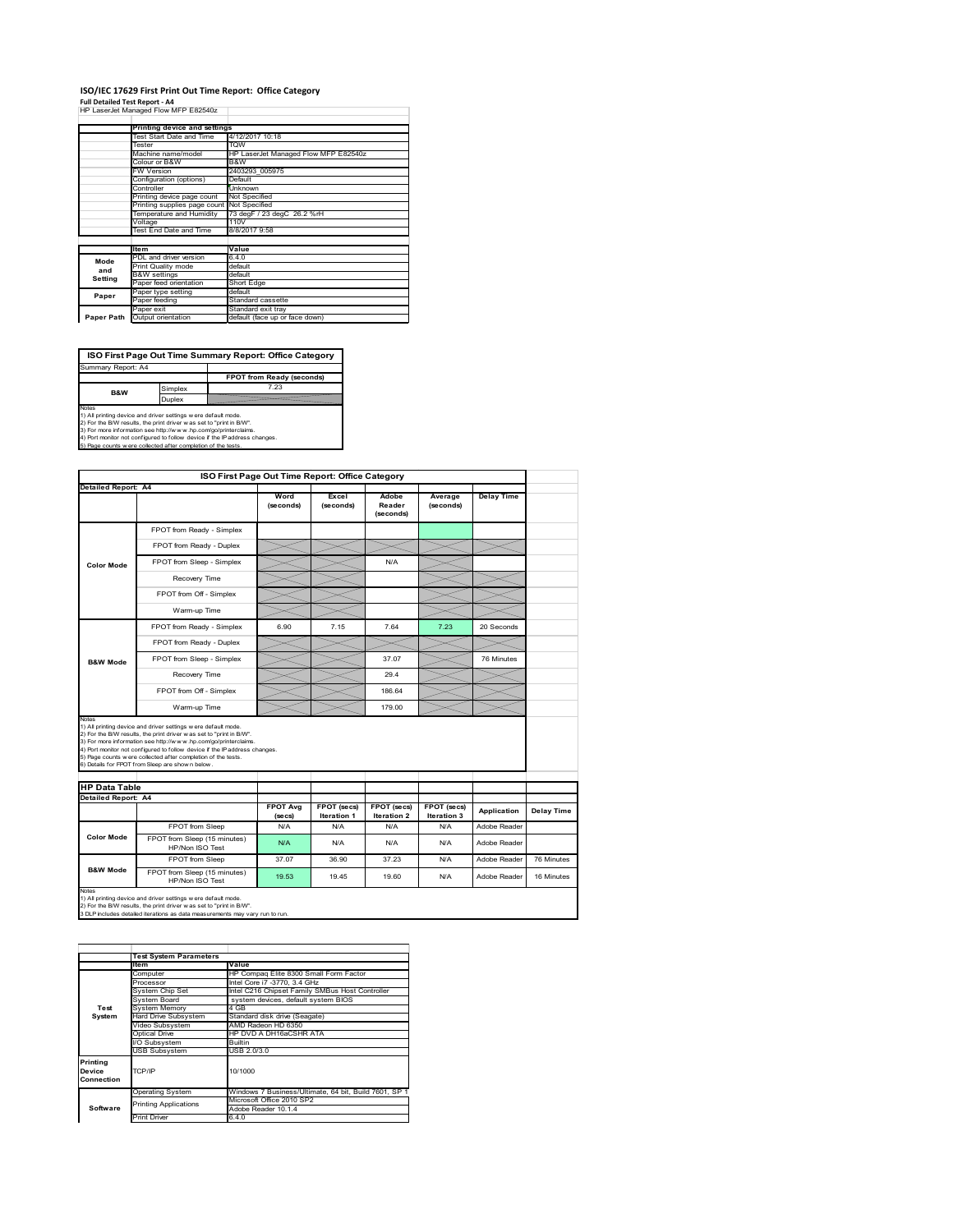# ISO/IEC 17629 First Print Out Time Report: Office Category

**Full Detailed Test Report - A4**

HP LaserJet Managed Flow MFP E82540z

| | Printing device and settings | |
|---|---|---|
| | Test Start Date and Time | 4/12/2017 10:18 |
| | Tester | TQW |
| | Machine name/model | HP LaserJet Managed Flow MFP E82540z |
| | Colour or B&W | B&W |
| | FW Version | 2403293_005975 |
| | Configuration (options) | Default |
| | Controller | Unknown |
| | Printing device page count | Not Specified |
| | Printing supplies page count | Not Specified |
| | Temperature and Humidity | 73 degF / 23 degC 26.2 %rH |
| | Voltage | 110V |
| | Test End Date and Time | 8/8/2017 9:58 |

| | Item | Value |
|---|---|---|
| Mode and Setting | PDL and driver version | 6.4.0 |
| | Print Quality mode | default |
| | B&W settings | default |
| | Paper feed orientation | Short Edge |
| Paper | Paper type setting | default |
| | Paper feeding | Standard cassette |
| | Paper exit | Standard exit tray |
| Paper Path | Output orientation | default (face up or face down) |

## ISO First Page Out Time Summary Report: Office Category

Summary Report: A4

| | | FPOT from Ready (seconds) |
|---|---|---|
| B&W | Simplex | 7.23 |
| | Duplex | |

Notes
1) All printing device and driver settings were default mode.
2) For the B/W results, the print driver was set to "print in B/W".
3) For more information see http://www.hp.com/go/printerclaims.
4) Port monitor not configured to follow device if the IP address changes.
5) Page counts were collected after completion of the tests.

## ISO First Page Out Time Report: Office Category

Detailed Report: A4

| | | Word (seconds) | Excel (seconds) | Adobe Reader (seconds) | Average (seconds) | Delay Time |
|---|---|---|---|---|---|---|
| Color Mode | FPOT from Ready - Simplex | | | | | |
| | FPOT from Ready - Duplex | | | | | |
| | FPOT from Sleep - Simplex | | | N/A | | |
| | Recovery Time | | | | | |
| | FPOT from Off - Simplex | | | | | |
| | Warm-up Time | | | | | |
| B&W Mode | FPOT from Ready - Simplex | 6.90 | 7.15 | 7.64 | 7.23 | 20 Seconds |
| | FPOT from Ready - Duplex | | | | | |
| | FPOT from Sleep - Simplex | | | 37.07 | | 76 Minutes |
| | Recovery Time | | | 29.4 | | |
| | FPOT from Off - Simplex | | | 186.64 | | |
| | Warm-up Time | | | 179.00 | | |

Notes
1) All printing device and driver settings were default mode.
2) For the B/W results, the print driver was set to "print in B/W".
3) For more information see http://www.hp.com/go/printerclaims.
4) Port monitor not configured to follow device if the IP address changes.
5) Page counts were collected after completion of the tests.
6) Details for FPOT from Sleep are shown below.

## HP Data Table

Detailed Report: A4

| | | FPOT Avg (secs) | FPOT (secs) Iteration 1 | FPOT (secs) Iteration 2 | FPOT (secs) Iteration 3 | Application | Delay Time |
|---|---|---|---|---|---|---|---|
| Color Mode | FPOT from Sleep | N/A | N/A | N/A | N/A | Adobe Reader | |
| | FPOT from Sleep (15 minutes) HP/Non ISO Test | N/A | N/A | N/A | N/A | Adobe Reader | |
| B&W Mode | FPOT from Sleep | 37.07 | 36.90 | 37.23 | N/A | Adobe Reader | 76 Minutes |
| | FPOT from Sleep (15 minutes) HP/Non ISO Test | 19.53 | 19.45 | 19.60 | N/A | Adobe Reader | 16 Minutes |

Notes
1) All printing device and driver settings were default mode.
2) For the B/W results, the print driver was set to "print in B/W".
3 DLP includes detailed iterations as data measurements may vary run to run.

| | Test System Parameters | |
|---|---|---|
| | Item | Value |
| Test System | Computer | HP Compaq Elite 8300 Small Form Factor |
| | Processor | Intel Core i7 -3770, 3.4 GHz |
| | System Chip Set | Intel C216 Chipset Family SMBus Host Controller |
| | System Board | system devices, default system BIOS |
| | System Memory | 4 GB |
| | Hard Drive Subsystem | Standard disk drive (Seagate) |
| | Video Subsystem | AMD Radeon HD 6350 |
| | Optical Drive | HP DVD A DH16aCSHR ATA |
| | I/O Subsystem | Builtin |
| | USB Subsystem | USB 2.0/3.0 |
| Printing Device Connection | TCP/IP | 10/1000 |
| Software | Operating System | Windows 7 Business/Ultimate, 64 bit, Build 7601, SP 1 |
| | Printing Applications | Microsoft Office 2010 SP2 |
| | | Adobe Reader 10.1.4 |
| | Print Driver | 6.4.0 |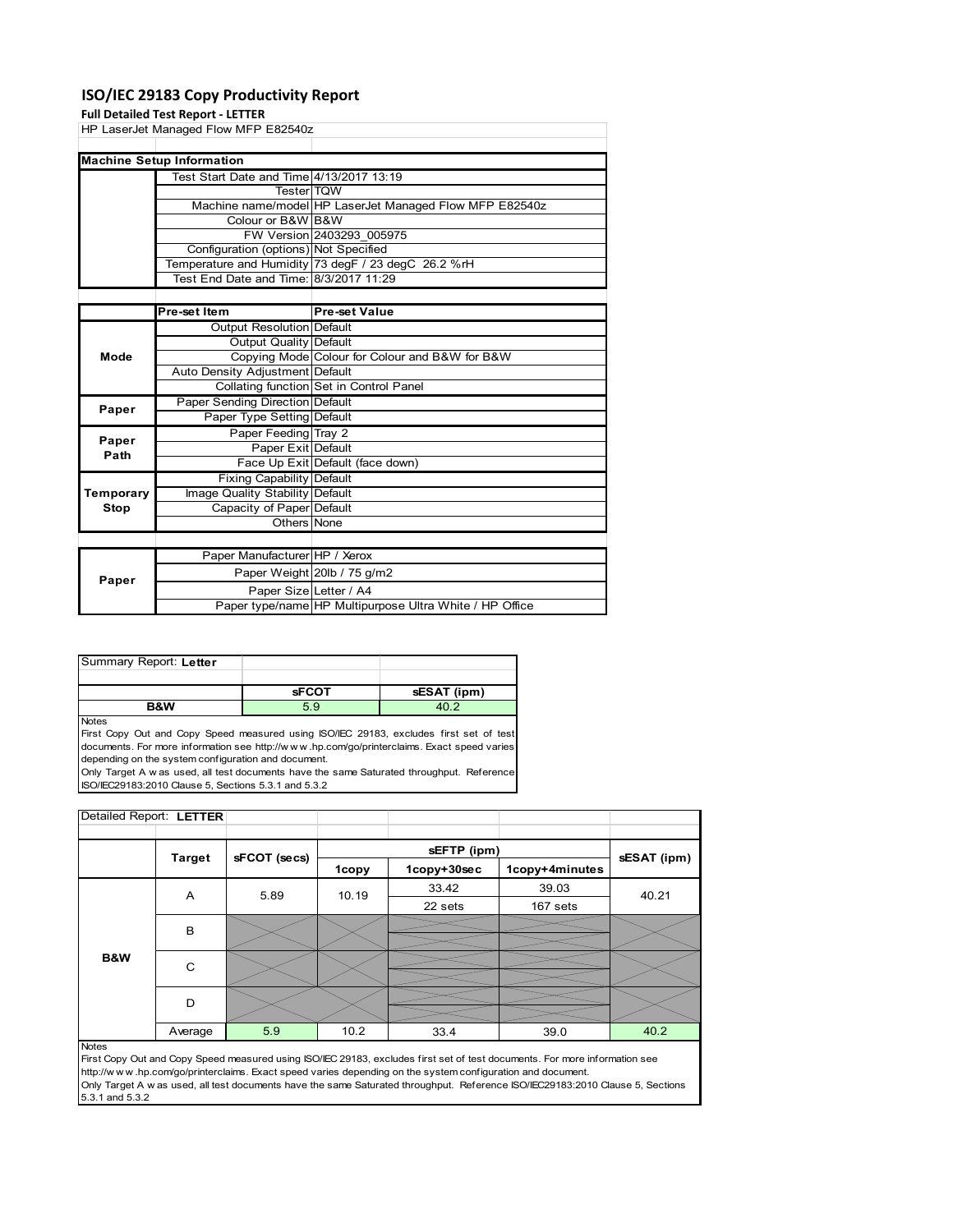# ISO/IEC 29183 Copy Productivity Report

**Full Detailed Test Report - LETTER**

HP LaserJet Managed Flow MFP E82540z

| Machine Setup Information | | |
|---|---|---|
| | Test Start Date and Time | 4/13/2017 13:19 |
| | Tester | TQW |
| | Machine name/model | HP LaserJet Managed Flow MFP E82540z |
| | Colour or B&W | B&W |
| | FW Version | 2403293_005975 |
| | Configuration (options) | Not Specified |
| | Temperature and Humidity | 73 degF / 23 degC 26.2 %rH |
| | Test End Date and Time: | 8/3/2017 11:29 |

| | Pre-set Item | Pre-set Value |
|---|---|---|
| Mode | Output Resolution | Default |
| | Output Quality | Default |
| | Copying Mode | Colour for Colour and B&W for B&W |
| | Auto Density Adjustment | Default |
| | Collating function | Set in Control Panel |
| Paper | Paper Sending Direction | Default |
| | Paper Type Setting | Default |
| Paper Path | Paper Feeding | Tray 2 |
| | Paper Exit | Default |
| | Face Up Exit | Default (face down) |
| Temporary Stop | Fixing Capability | Default |
| | Image Quality Stability | Default |
| | Capacity of Paper | Default |
| | Others | None |

| | | |
|---|---|---|
| Paper | Paper Manufacturer | HP / Xerox |
| | Paper Weight | 20lb / 75 g/m2 |
| | Paper Size | Letter / A4 |
| | Paper type/name | HP Multipurpose Ultra White / HP Office |

Summary Report: **Letter**

| | sFCOT | sESAT (ipm) |
|---|---|---|
| B&W | 5.9 | 40.2 |

Notes

First Copy Out and Copy Speed measured using ISO/IEC 29183, excludes first set of test documents. For more information see http://w w w .hp.com/go/printerclaims. Exact speed varies depending on the system configuration and document.

Only Target A w as used, all test documents have the same Saturated throughput. Reference ISO/IEC29183:2010 Clause 5, Sections 5.3.1 and 5.3.2

Detailed Report: **LETTER**

| | Target | sFCOT (secs) | sEFTP (ipm) | | | sESAT (ipm) |
|---|---|---|---|---|---|---|
| | | | 1copy | 1copy+30sec | 1copy+4minutes | |
| B&W | A | 5.89 | 10.19 | 33.42 | 39.03 | 40.21 |
| | | | | 22 sets | 167 sets | |
| | B | | | | | |
| | C | | | | | |
| | D | | | | | |
| | Average | 5.9 | 10.2 | 33.4 | 39.0 | 40.2 |

Notes

First Copy Out and Copy Speed measured using ISO/IEC 29183, excludes first set of test documents. For more information see http://w w w .hp.com/go/printerclaims. Exact speed varies depending on the system configuration and document.

Only Target A w as used, all test documents have the same Saturated throughput. Reference ISO/IEC29183:2010 Clause 5, Sections 5.3.1 and 5.3.2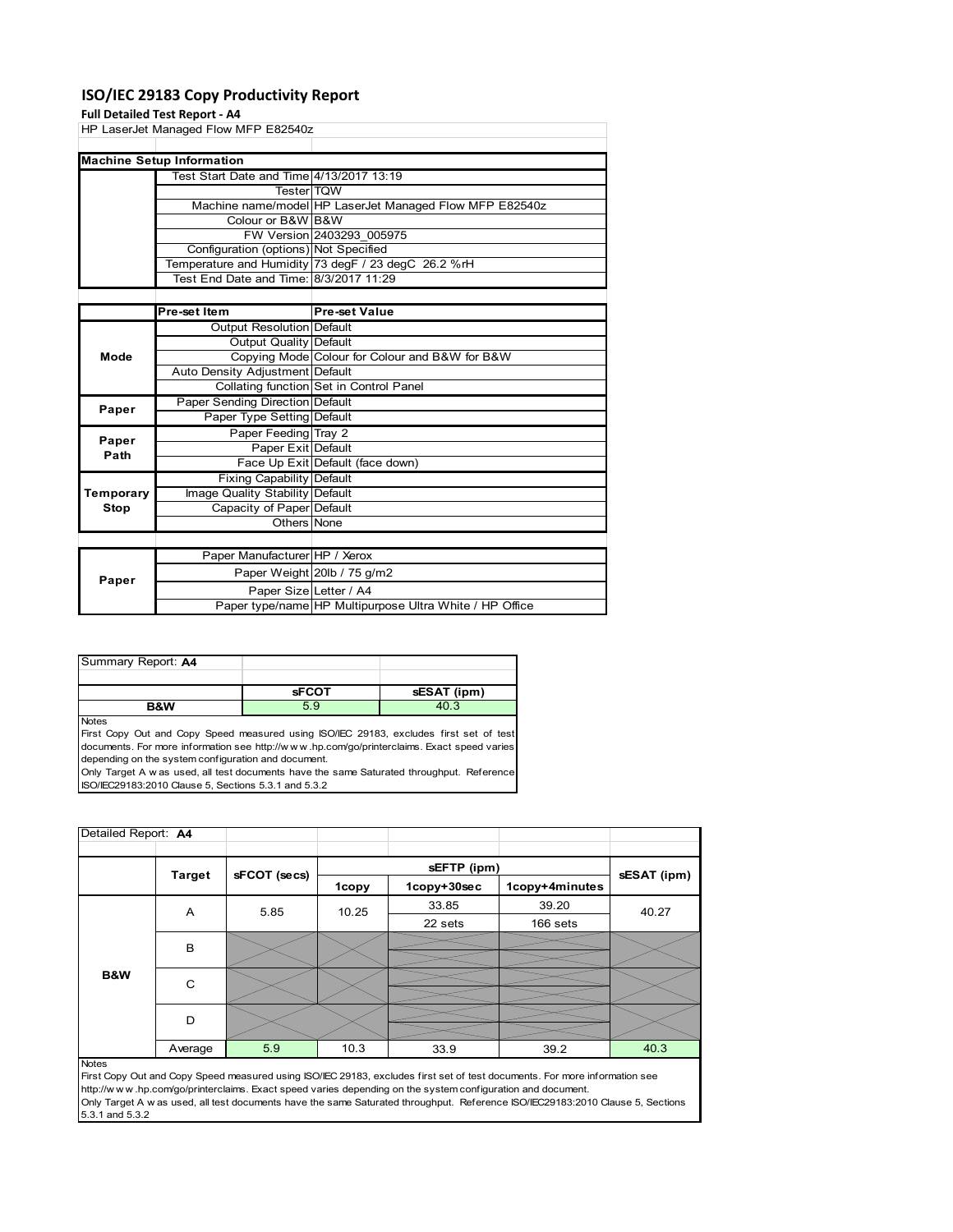# ISO/IEC 29183 Copy Productivity Report

**Full Detailed Test Report - A4**

HP LaserJet Managed Flow MFP E82540z

| Machine Setup Information | | |
|---|---|---|
| | Test Start Date and Time | 4/13/2017 13:19 |
| | Tester | TQW |
| | Machine name/model | HP LaserJet Managed Flow MFP E82540z |
| | Colour or B&W | B&W |
| | FW Version | 2403293_005975 |
| | Configuration (options) | Not Specified |
| | Temperature and Humidity | 73 degF / 23 degC 26.2 %rH |
| | Test End Date and Time: | 8/3/2017 11:29 |

| | Pre-set Item | Pre-set Value |
|---|---|---|
| Mode | Output Resolution | Default |
| | Output Quality | Default |
| | Copying Mode | Colour for Colour and B&W for B&W |
| | Auto Density Adjustment | Default |
| | Collating function | Set in Control Panel |
| Paper | Paper Sending Direction | Default |
| | Paper Type Setting | Default |
| Paper Path | Paper Feeding | Tray 2 |
| | Paper Exit | Default |
| | Face Up Exit | Default (face down) |
| Temporary Stop | Fixing Capability | Default |
| | Image Quality Stability | Default |
| | Capacity of Paper | Default |
| | Others | None |

| | | |
|---|---|---|
| Paper | Paper Manufacturer | HP / Xerox |
| | Paper Weight | 20lb / 75 g/m2 |
| | Paper Size | Letter / A4 |
| | Paper type/name | HP Multipurpose Ultra White / HP Office |

Summary Report: **A4**

| | sFCOT | sESAT (ipm) |
|---|---|---|
| B&W | 5.9 | 40.3 |

Notes

First Copy Out and Copy Speed measured using ISO/IEC 29183, excludes first set of test documents. For more information see http://w w w .hp.com/go/printerclaims. Exact speed varies depending on the system configuration and document.

Only Target A w as used, all test documents have the same Saturated throughput. Reference ISO/IEC29183:2010 Clause 5, Sections 5.3.1 and 5.3.2

Detailed Report: **A4**

| | Target | sFCOT (secs) | sEFTP (ipm) 1copy | sEFTP (ipm) 1copy+30sec | sEFTP (ipm) 1copy+4minutes | sESAT (ipm) |
|---|---|---|---|---|---|---|
| B&W | A | 5.85 | 10.25 | 33.85 | 39.20 | 40.27 |
| | | | | 22 sets | 166 sets | |
| | B | | | | | |
| | C | | | | | |
| | D | | | | | |
| | Average | 5.9 | 10.3 | 33.9 | 39.2 | 40.3 |

Notes

First Copy Out and Copy Speed measured using ISO/IEC 29183, excludes first set of test documents. For more information see http://w w w .hp.com/go/printerclaims. Exact speed varies depending on the system configuration and document.

Only Target A w as used, all test documents have the same Saturated throughput. Reference ISO/IEC29183:2010 Clause 5, Sections 5.3.1 and 5.3.2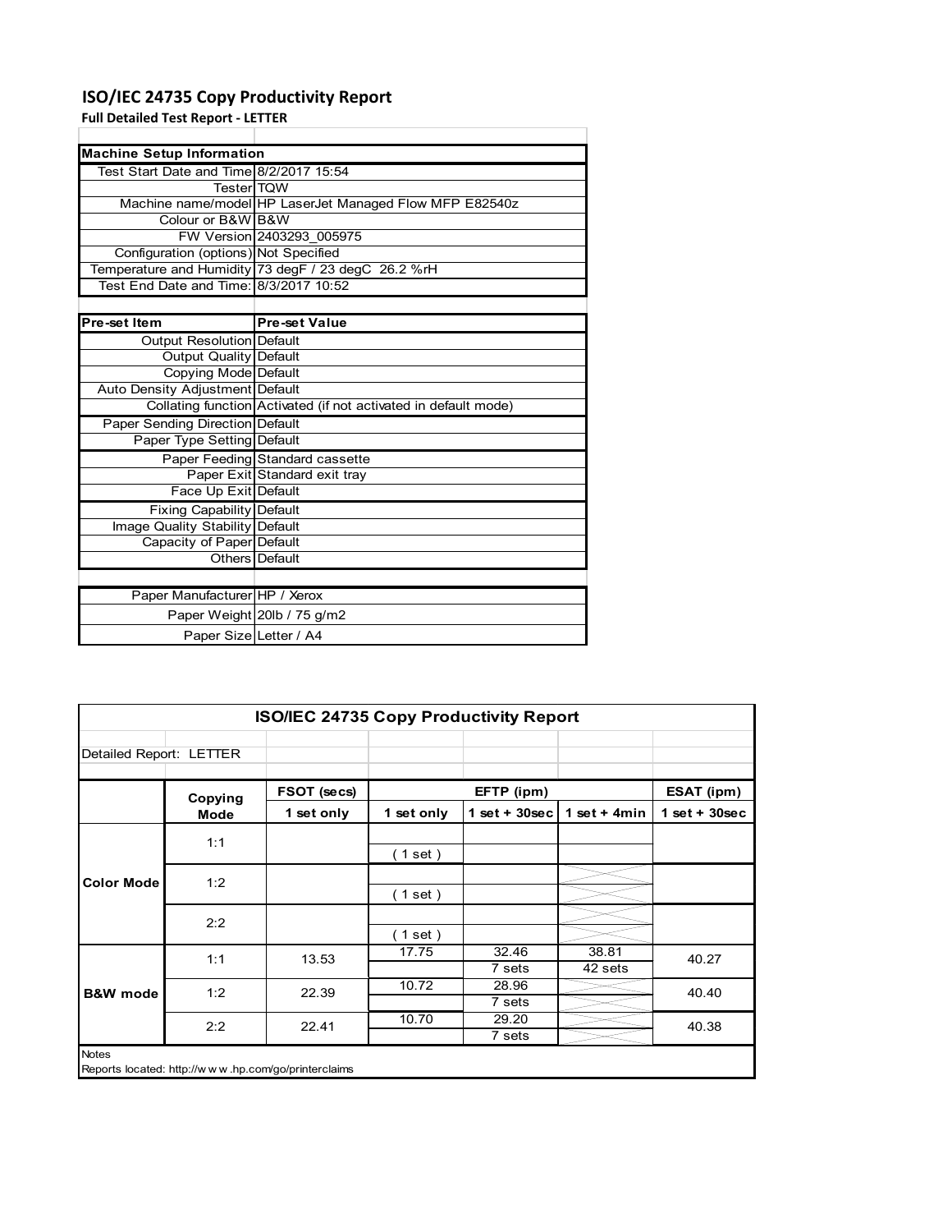# ISO/IEC 24735 Copy Productivity Report

**Full Detailed Test Report - LETTER**

| Machine Setup Information | |
|---|---|
| Test Start Date and Time | 8/2/2017 15:54 |
| Tester | TQW |
| Machine name/model | HP LaserJet Managed Flow MFP E82540z |
| Colour or B&W | B&W |
| FW Version | 2403293_005975 |
| Configuration (options) | Not Specified |
| Temperature and Humidity | 73 degF / 23 degC 26.2 %rH |
| Test End Date and Time: | 8/3/2017 10:52 |

| Pre-set Item | Pre-set Value |
|---|---|
| Output Resolution | Default |
| Output Quality | Default |
| Copying Mode | Default |
| Auto Density Adjustment | Default |
| Collating function | Activated (if not activated in default mode) |
| Paper Sending Direction | Default |
| Paper Type Setting | Default |
| Paper Feeding | Standard cassette |
| Paper Exit | Standard exit tray |
| Face Up Exit | Default |
| Fixing Capability | Default |
| Image Quality Stability | Default |
| Capacity of Paper | Default |
| Others | Default |

| | |
|---|---|
| Paper Manufacturer | HP / Xerox |
| Paper Weight | 20lb / 75 g/m2 |
| Paper Size | Letter / A4 |

**ISO/IEC 24735 Copy Productivity Report**

Detailed Report: LETTER

| | Copying Mode | FSOT (secs) | EFTP (ipm) | | | ESAT (ipm) |
|---|---|---|---|---|---|---|
| | | 1 set only | 1 set only | 1 set + 30sec | 1 set + 4min | 1 set + 30sec |
| Color Mode | 1:1 | | ( 1 set ) | | | |
| | 1:2 | | ( 1 set ) | | | |
| | 2:2 | | ( 1 set ) | | | |
| B&W mode | 1:1 | 13.53 | 17.75 | 32.46<br>7 sets | 38.81<br>42 sets | 40.27 |
| | 1:2 | 22.39 | 10.72 | 28.96<br>7 sets | | 40.40 |
| | 2:2 | 22.41 | 10.70 | 29.20<br>7 sets | | 40.38 |

Notes

Reports located: http://www.hp.com/go/printerclaims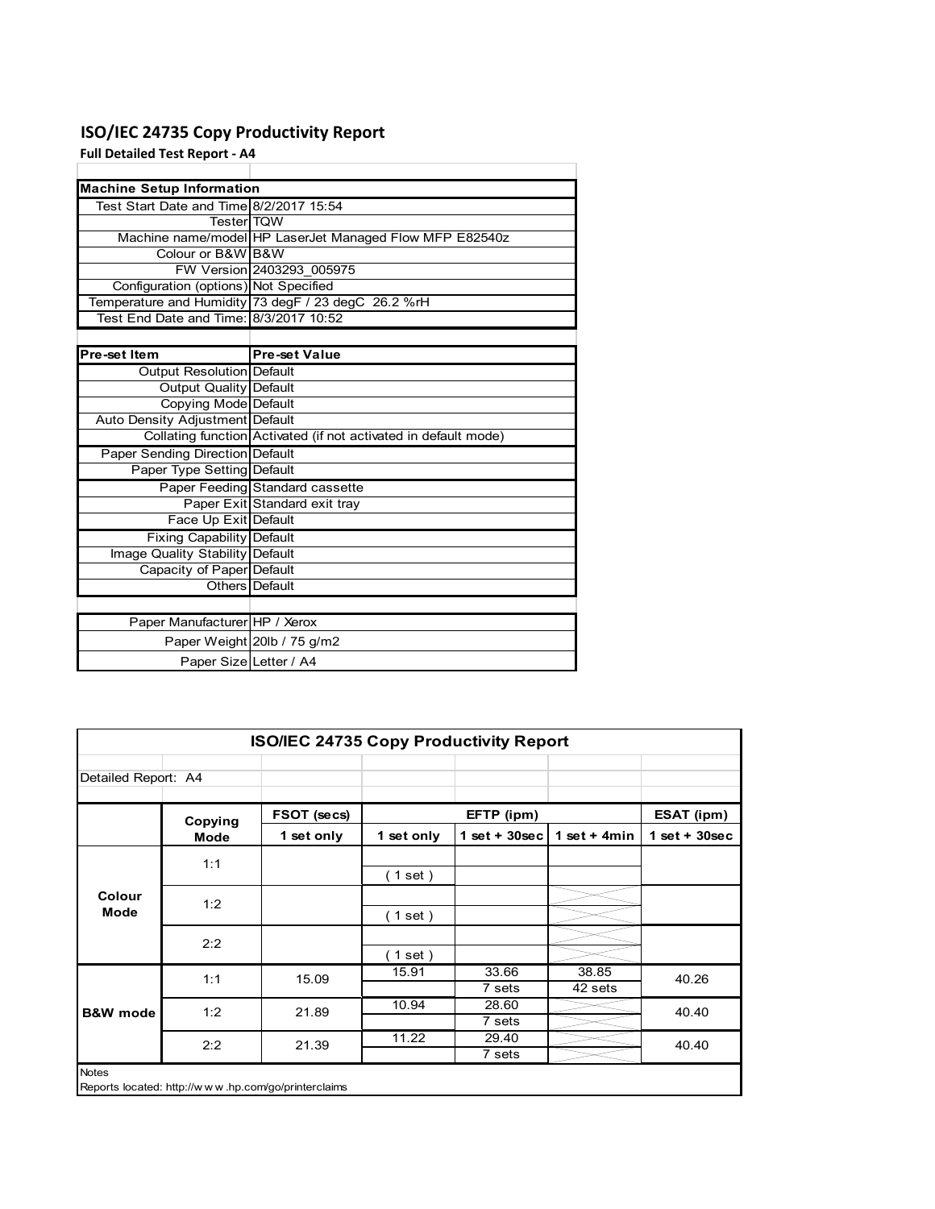# ISO/IEC 24735 Copy Productivity Report

**Full Detailed Test Report - A4**

| Machine Setup Information | |
|---|---|
| Test Start Date and Time | 8/2/2017 15:54 |
| Tester | TQW |
| Machine name/model | HP LaserJet Managed Flow MFP E82540z |
| Colour or B&W | B&W |
| FW Version | 2403293_005975 |
| Configuration (options) | Not Specified |
| Temperature and Humidity | 73 degF / 23 degC 26.2 %rH |
| Test End Date and Time: | 8/3/2017 10:52 |

| Pre-set Item | Pre-set Value |
|---|---|
| Output Resolution | Default |
| Output Quality | Default |
| Copying Mode | Default |
| Auto Density Adjustment | Default |
| Collating function | Activated (if not activated in default mode) |
| Paper Sending Direction | Default |
| Paper Type Setting | Default |
| Paper Feeding | Standard cassette |
| Paper Exit | Standard exit tray |
| Face Up Exit | Default |
| Fixing Capability | Default |
| Image Quality Stability | Default |
| Capacity of Paper | Default |
| Others | Default |

| | |
|---|---|
| Paper Manufacturer | HP / Xerox |
| Paper Weight | 20lb / 75 g/m2 |
| Paper Size | Letter / A4 |

**ISO/IEC 24735 Copy Productivity Report**

Detailed Report: A4

| | Copying Mode | FSOT (secs) | EFTP (ipm) | | | ESAT (ipm) |
|---|---|---|---|---|---|---|
| | | 1 set only | 1 set only | 1 set + 30sec | 1 set + 4min | 1 set + 30sec |
| Colour Mode | 1:1 | | ( 1 set ) | | | |
| | 1:2 | | ( 1 set ) | | | |
| | 2:2 | | ( 1 set ) | | | |
| B&W mode | 1:1 | 15.09 | 15.91 | 33.66<br>7 sets | 38.85<br>42 sets | 40.26 |
| | 1:2 | 21.89 | 10.94 | 28.60<br>7 sets | | 40.40 |
| | 2:2 | 21.39 | 11.22 | 29.40<br>7 sets | | 40.40 |

Notes

Reports located: http://w w w .hp.com/go/printerclaims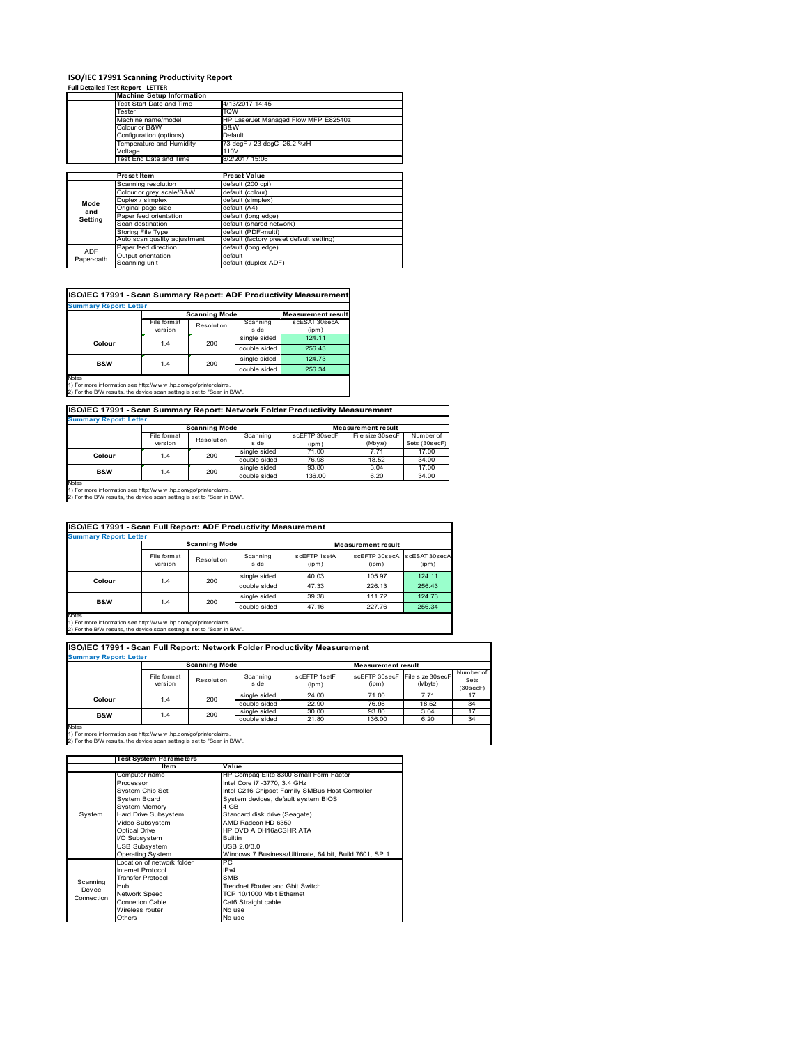# ISO/IEC 17991 Scanning Productivity Report

**Full Detailed Test Report - LETTER**

| | Machine Setup Information | |
|---|---|---|
| | Test Start Date and Time | 4/13/2017 14:45 |
| | Tester | TQW |
| | Machine name/model | HP LaserJet Managed Flow MFP E82540z |
| | Colour or B&W | B&W |
| | Configuration (options) | Default |
| | Temperature and Humidity | 73 degF / 23 degC 26.2 %rH |
| | Voltage | 110V |
| | Test End Date and Time | 8/2/2017 15:06 |

| | Preset Item | Preset Value |
|---|---|---|
| Mode and Setting | Scanning resolution | default (200 dpi) |
| | Colour or grey scale/B&W | default (colour) |
| | Duplex / simplex | default (simplex) |
| | Original page size | default (A4) |
| | Paper feed orientation | default (long edge) |
| | Scan destination | default (shared network) |
| | Storing File Type | default (PDF-multi) |
| | Auto scan quality adjustment | default (factory preset default setting) |
| ADF Paper-path | Paper feed direction | default (long edge) |
| | Output orientation | default |
| | Scanning unit | default (duplex ADF) |

## ISO/IEC 17991 - Scan Summary Report: ADF Productivity Measurement

**Summary Report: Letter**

| | Scanning Mode | | | Measurement result |
|---|---|---|---|---|
| | File format version | Resolution | Scanning side | scESAT 30secA (ipm) |
| Colour | 1.4 | 200 | single sided | 124.11 |
| | | | double sided | 256.43 |
| B&W | 1.4 | 200 | single sided | 124.73 |
| | | | double sided | 256.34 |

Notes
1) For more information see http://www.hp.com/go/printerclaims.
2) For the B/W results, the device scan setting is set to "Scan in B/W".

## ISO/IEC 17991 - Scan Summary Report: Network Folder Productivity Measurement

**Summary Report: Letter**

| | Scanning Mode | | | Measurement result | | |
|---|---|---|---|---|---|---|
| | File format version | Resolution | Scanning side | scEFTP 30secF (ipm) | File size 30secF (Mbyte) | Number of Sets (30secF) |
| Colour | 1.4 | 200 | single sided | 71.00 | 7.71 | 17.00 |
| | | | double sided | 76.98 | 18.52 | 34.00 |
| B&W | 1.4 | 200 | single sided | 93.80 | 3.04 | 17.00 |
| | | | double sided | 136.00 | 6.20 | 34.00 |

Notes
1) For more information see http://www.hp.com/go/printerclaims.
2) For the B/W results, the device scan setting is set to "Scan in B/W".

## ISO/IEC 17991 - Scan Full Report: ADF Productivity Measurement

**Summary Report: Letter**

| | Scanning Mode | | | Measurement result | | |
|---|---|---|---|---|---|---|
| | File format version | Resolution | Scanning side | scEFTP 1setA (ipm) | scEFTP 30secA (ipm) | scESAT 30secA (ipm) |
| Colour | 1.4 | 200 | single sided | 40.03 | 105.97 | 124.11 |
| | | | double sided | 47.33 | 226.13 | 256.43 |
| B&W | 1.4 | 200 | single sided | 39.38 | 111.72 | 124.73 |
| | | | double sided | 47.16 | 227.76 | 256.34 |

Notes
1) For more information see http://www.hp.com/go/printerclaims.
2) For the B/W results, the device scan setting is set to "Scan in B/W".

## ISO/IEC 17991 - Scan Full Report: Network Folder Productivity Measurement

**Summary Report: Letter**

| | Scanning Mode | | | Measurement result | | | |
|---|---|---|---|---|---|---|---|
| | File format version | Resolution | Scanning side | scEFTP 1setF (ipm) | scEFTP 30secF (ipm) | File size 30secF (Mbyte) | Number of Sets (30secF) |
| Colour | 1.4 | 200 | single sided | 24.00 | 71.00 | 7.71 | 17 |
| | | | double sided | 22.90 | 76.98 | 18.52 | 34 |
| B&W | 1.4 | 200 | single sided | 30.00 | 93.80 | 3.04 | 17 |
| | | | double sided | 21.80 | 136.00 | 6.20 | 34 |

Notes
1) For more information see http://www.hp.com/go/printerclaims.
2) For the B/W results, the device scan setting is set to "Scan in B/W".

| | Test System Parameters | |
|---|---|---|
| | Item | Value |
| System | Computer name | HP Compaq Elite 8300 Small Form Factor |
| | Processor | Intel Core i7 -3770, 3.4 GHz |
| | System Chip Set | Intel C216 Chipset Family SMBus Host Controller |
| | System Board | System devices, default system BIOS |
| | System Memory | 4 GB |
| | Hard Drive Subsystem | Standard disk drive (Seagate) |
| | Video Subsystem | AMD Radeon HD 6350 |
| | Optical Drive | HP DVD A DH16aCSHR ATA |
| | I/O Subsystem | Builtin |
| | USB Subsystem | USB 2.0/3.0 |
| | Operating System | Windows 7 Business/Ultimate, 64 bit, Build 7601, SP 1 |
| Scanning Device Connection | Location of network folder | PC |
| | Internet Protocol | IPv4 |
| | Transfer Protocol | SMB |
| | Hub | Trendnet Router and Gbit Switch |
| | Network Speed | TCP 10/1000 Mbit Ethernet |
| | Connetion Cable | Cat6 Straight cable |
| | Wireless router | No use |
| | Others | No use |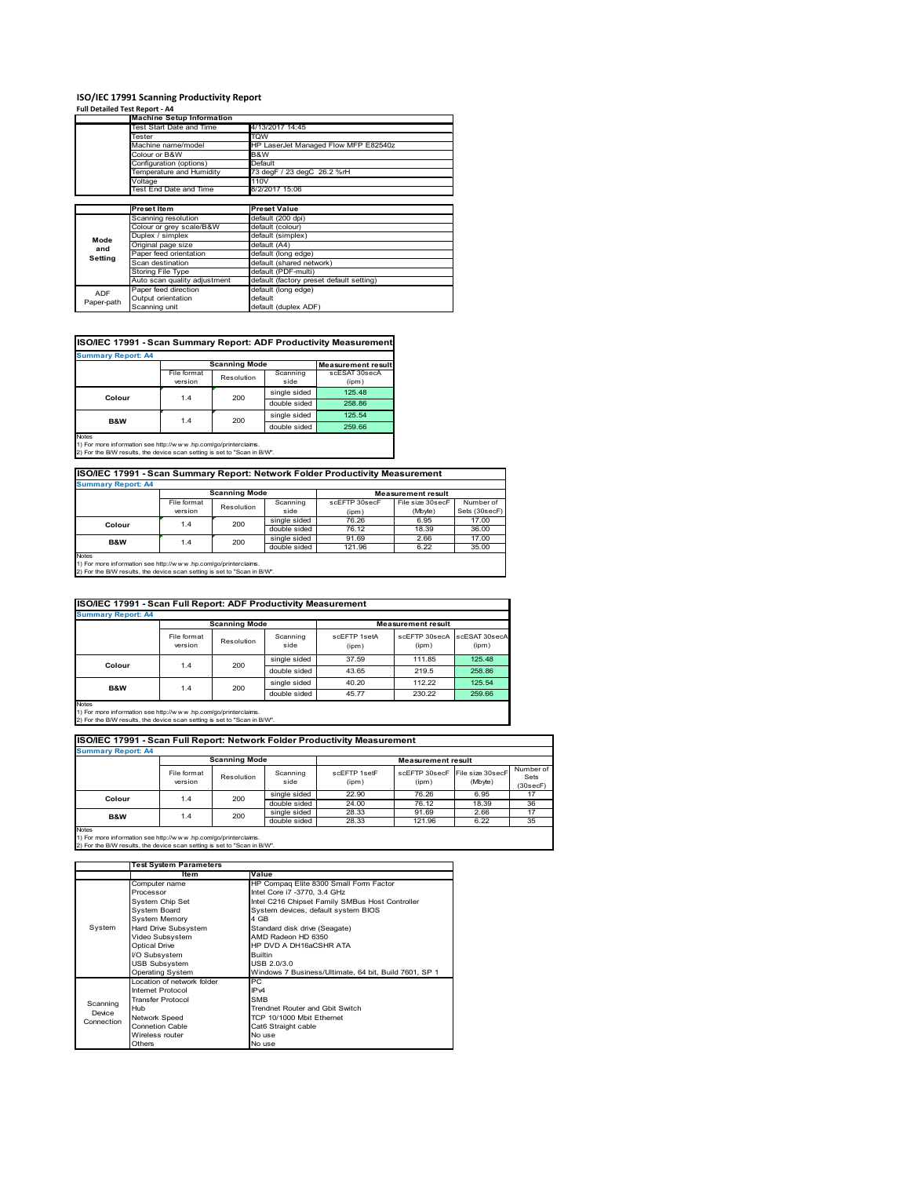# ISO/IEC 17991 Scanning Productivity Report

**Full Detailed Test Report - A4**

| | Machine Setup Information | |
|---|---|---|
| | Test Start Date and Time | 4/13/2017 14:45 |
| | Tester | TQW |
| | Machine name/model | HP LaserJet Managed Flow MFP E82540z |
| | Colour or B&W | B&W |
| | Configuration (options) | Default |
| | Temperature and Humidity | 73 degF / 23 degC 26.2 %rH |
| | Voltage | 110V |
| | Test End Date and Time | 8/2/2017 15:06 |

| | Preset Item | Preset Value |
|---|---|---|
| Mode and Setting | Scanning resolution | default (200 dpi) |
| | Colour or grey scale/B&W | default (colour) |
| | Duplex / simplex | default (simplex) |
| | Original page size | default (A4) |
| | Paper feed orientation | default (long edge) |
| | Scan destination | default (shared network) |
| | Storing File Type | default (PDF-multi) |
| | Auto scan quality adjustment | default (factory preset default setting) |
| ADF Paper-path | Paper feed direction | default (long edge) |
| | Output orientation | default |
| | Scanning unit | default (duplex ADF) |

## ISO/IEC 17991 - Scan Summary Report: ADF Productivity Measurement

**Summary Report: A4**

| | Scanning Mode | | | Measurement result |
|---|---|---|---|---|
| | File format version | Resolution | Scanning side | scESAT 30secA (ipm) |
| Colour | 1.4 | 200 | single sided | 125.48 |
| | | | double sided | 258.86 |
| B&W | 1.4 | 200 | single sided | 125.54 |
| | | | double sided | 259.66 |

Notes
1) For more information see http://www.hp.com/go/printerclaims.
2) For the B/W results, the device scan setting is set to "Scan in B/W".

## ISO/IEC 17991 - Scan Summary Report: Network Folder Productivity Measurement

**Summary Report: A4**

| | Scanning Mode | | | Measurement result | | |
|---|---|---|---|---|---|---|
| | File format version | Resolution | Scanning side | scEFTP 30secF (ipm) | File size 30secF (Mbyte) | Number of Sets (30secF) |
| Colour | 1.4 | 200 | single sided | 76.26 | 6.95 | 17.00 |
| | | | double sided | 76.12 | 18.39 | 36.00 |
| B&W | 1.4 | 200 | single sided | 91.69 | 2.66 | 17.00 |
| | | | double sided | 121.96 | 6.22 | 35.00 |

Notes
1) For more information see http://www.hp.com/go/printerclaims.
2) For the B/W results, the device scan setting is set to "Scan in B/W".

## ISO/IEC 17991 - Scan Full Report: ADF Productivity Measurement

**Summary Report: A4**

| | Scanning Mode | | | Measurement result | | |
|---|---|---|---|---|---|---|
| | File format version | Resolution | Scanning side | scEFTP 1setA (ipm) | scEFTP 30secA (ipm) | scESAT 30secA (ipm) |
| Colour | 1.4 | 200 | single sided | 37.59 | 111.85 | 125.48 |
| | | | double sided | 43.65 | 219.5 | 258.86 |
| B&W | 1.4 | 200 | single sided | 40.20 | 112.22 | 125.54 |
| | | | double sided | 45.77 | 230.22 | 259.66 |

Notes
1) For more information see http://www.hp.com/go/printerclaims.
2) For the B/W results, the device scan setting is set to "Scan in B/W".

## ISO/IEC 17991 - Scan Full Report: Network Folder Productivity Measurement

**Summary Report: A4**

| | Scanning Mode | | | Measurement result | | | |
|---|---|---|---|---|---|---|---|
| | File format version | Resolution | Scanning side | scEFTP 1setF (ipm) | scEFTP 30secF (ipm) | File size 30secF (Mbyte) | Number of Sets (30secF) |
| Colour | 1.4 | 200 | single sided | 22.90 | 76.26 | 6.95 | 17 |
| | | | double sided | 24.00 | 76.12 | 18.39 | 36 |
| B&W | 1.4 | 200 | single sided | 28.33 | 91.69 | 2.66 | 17 |
| | | | double sided | 28.33 | 121.96 | 6.22 | 35 |

Notes
1) For more information see http://www.hp.com/go/printerclaims.
2) For the B/W results, the device scan setting is set to "Scan in B/W".

| | Test System Parameters | |
|---|---|---|
| | Item | Value |
| System | Computer name | HP Compaq Elite 8300 Small Form Factor |
| | Processor | Intel Core i7 -3770, 3.4 GHz |
| | System Chip Set | Intel C216 Chipset Family SMBus Host Controller |
| | System Board | System devices, default system BIOS |
| | System Memory | 4 GB |
| | Hard Drive Subsystem | Standard disk drive (Seagate) |
| | Video Subsystem | AMD Radeon HD 6350 |
| | Optical Drive | HP DVD A DH16aCSHR ATA |
| | I/O Subsystem | Builtin |
| | USB Subsystem | USB 2.0/3.0 |
| | Operating System | Windows 7 Business/Ultimate, 64 bit, Build 7601, SP 1 |
| Scanning Device Connection | Location of network folder | PC |
| | Internet Protocol | IPv4 |
| | Transfer Protocol | SMB |
| | Hub | Trendnet Router and Gbit Switch |
| | Network Speed | TCP 10/1000 Mbit Ethernet |
| | Connetion Cable | Cat6 Straight cable |
| | Wireless router | No use |
| | Others | No use |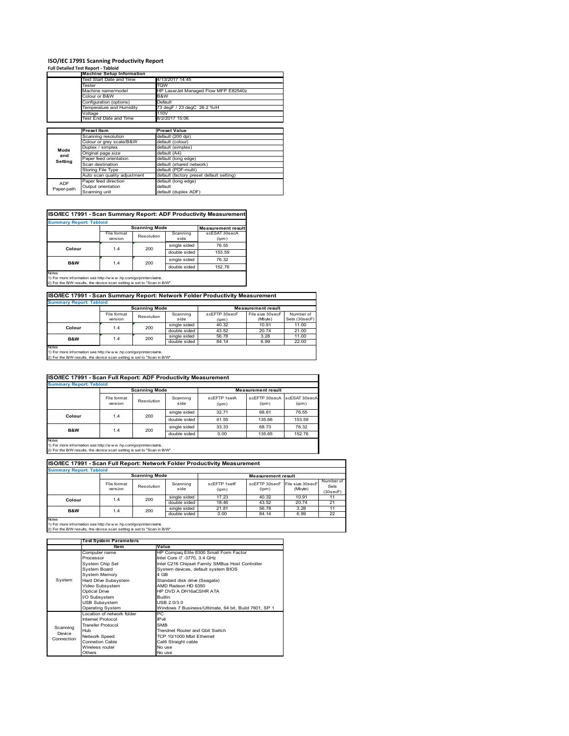# ISO/IEC 17991 Scanning Productivity Report

**Full Detailed Test Report - Tabloid**

| | Machine Setup Information | |
|---|---|---|
| | Test Start Date and Time | 4/13/2017 14:45 |
| | Tester | TQW |
| | Machine name/model | HP LaserJet Managed Flow MFP E82540z |
| | Colour or B&W | B&W |
| | Configuration (options) | Default |
| | Temperature and Humidity | 73 degF / 23 degC 26.2 %rH |
| | Voltage | 110V |
| | Test End Date and Time | 8/2/2017 15:06 |

| | Preset Item | Preset Value |
|---|---|---|
| Mode and Setting | Scanning resolution | default (200 dpi) |
| | Colour or grey scale/B&W | default (colour) |
| | Duplex / simplex | default (simplex) |
| | Original page size | default (A4) |
| | Paper feed orientation | default (long edge) |
| | Scan destination | default (shared network) |
| | Storing File Type | default (PDF-multi) |
| | Auto scan quality adjustment | default (factory preset default setting) |
| ADF Paper-path | Paper feed direction | default (long edge) |
| | Output orientation | default |
| | Scanning unit | default (duplex ADF) |

## ISO/IEC 17991 - Scan Summary Report: ADF Productivity Measurement

**Summary Report: Tabloid**

| | Scanning Mode | | | Measurement result |
|---|---|---|---|---|
| | File format version | Resolution | Scanning side | scESAT 30secA (ipm) |
| Colour | 1.4 | 200 | single sided | 76.55 |
| | | | double sided | 153.59 |
| B&W | 1.4 | 200 | single sided | 76.32 |
| | | | double sided | 152.76 |

Notes
1) For more information see http://www.hp.com/go/printerclaims.
2) For the B/W results, the device scan setting is set to "Scan in B/W".

## ISO/IEC 17991 - Scan Summary Report: Network Folder Productivity Measurement

**Summary Report: Tabloid**

| | Scanning Mode | | | Measurement result | | |
|---|---|---|---|---|---|---|
| | File format version | Resolution | Scanning side | scEFTP 30secF (ipm) | File size 30secF (Mbyte) | Number of Sets (30secF) |
| Colour | 1.4 | 200 | single sided | 40.32 | 10.91 | 11.00 |
| | | | double sided | 43.52 | 20.74 | 21.00 |
| B&W | 1.4 | 200 | single sided | 56.78 | 3.28 | 11.00 |
| | | | double sided | 84.14 | 6.99 | 22.00 |

Notes
1) For more information see http://www.hp.com/go/printerclaims.
2) For the B/W results, the device scan setting is set to "Scan in B/W".

## ISO/IEC 17991 - Scan Full Report: ADF Productivity Measurement

**Summary Report: Tabloid**

| | Scanning Mode | | | Measurement result | | |
|---|---|---|---|---|---|---|
| | File format version | Resolution | Scanning side | scEFTP 1setA (ipm) | scEFTP 30secA (ipm) | scESAT 30secA (ipm) |
| Colour | 1.4 | 200 | single sided | 32.71 | 68.61 | 76.55 |
| | | | double sided | 41.55 | 135.66 | 153.59 |
| B&W | 1.4 | 200 | single sided | 33.33 | 68.73 | 76.32 |
| | | | double sided | 0.00 | 135.65 | 152.76 |

Notes
1) For more information see http://www.hp.com/go/printerclaims.
2) For the B/W results, the device scan setting is set to "Scan in B/W".

## ISO/IEC 17991 - Scan Full Report: Network Folder Productivity Measurement

**Summary Report: Tabloid**

| | Scanning Mode | | | Measurement result | | | |
|---|---|---|---|---|---|---|---|
| | File format version | Resolution | Scanning side | scEFTP 1setF (ipm) | scEFTP 30secF (ipm) | File size 30secF (Mbyte) | Number of Sets (30secF) |
| Colour | 1.4 | 200 | single sided | 17.23 | 40.32 | 10.91 | 11 |
| | | | double sided | 18.46 | 43.52 | 20.74 | 21 |
| B&W | 1.4 | 200 | single sided | 21.81 | 56.78 | 3.28 | 11 |
| | | | double sided | 0.00 | 84.14 | 6.99 | 22 |

Notes
1) For more information see http://www.hp.com/go/printerclaims.
2) For the B/W results, the device scan setting is set to "Scan in B/W".

| | Test System Parameters | |
|---|---|---|
| | Item | Value |
| System | Computer name | HP Compaq Elite 8300 Small Form Factor |
| | Processor | Intel Core i7 -3770, 3.4 GHz |
| | System Chip Set | Intel C216 Chipset Family SMBus Host Controller |
| | System Board | System devices, default system BIOS |
| | System Memory | 4 GB |
| | Hard Drive Subsystem | Standard disk drive (Seagate) |
| | Video Subsystem | AMD Radeon HD 6350 |
| | Optical Drive | HP DVD A DH16aCSHR ATA |
| | I/O Subsystem | Builtin |
| | USB Subsystem | USB 2.0/3.0 |
| | Operating System | Windows 7 Business/Ultimate, 64 bit, Build 7601, SP 1 |
| Scanning Device Connection | Location of network folder | PC |
| | Internet Protocol | IPv4 |
| | Transfer Protocol | SMB |
| | Hub | Trendnet Router and Gbit Switch |
| | Network Speed | TCP 10/1000 Mbit Ethernet |
| | Connetion Cable | Cat6 Straight cable |
| | Wireless router | No use |
| | Others | No use |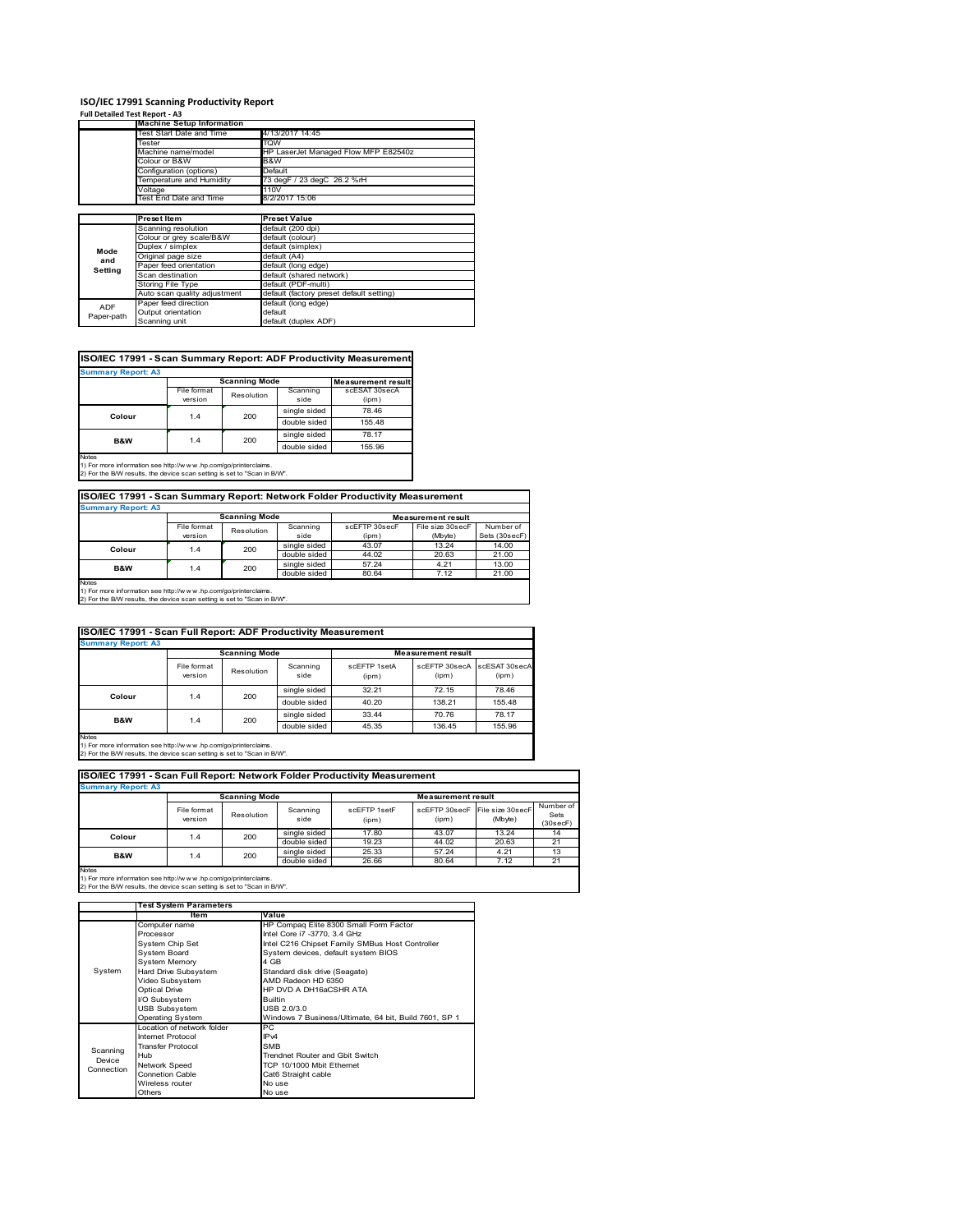## ISO/IEC 17991 Scanning Productivity Report

**Full Detailed Test Report - A3**

| | Machine Setup Information | |
|---|---|---|
| | Test Start Date and Time | 4/13/2017 14:45 |
| | Tester | TQW |
| | Machine name/model | HP LaserJet Managed Flow MFP E82540z |
| | Colour or B&W | B&W |
| | Configuration (options) | Default |
| | Temperature and Humidity | 73 degF / 23 degC 26.2 %rH |
| | Voltage | 110V |
| | Test End Date and Time | 8/2/2017 15:06 |

| | Preset Item | Preset Value |
|---|---|---|
| Mode and Setting | Scanning resolution | default (200 dpi) |
| | Colour or grey scale/B&W | default (colour) |
| | Duplex / simplex | default (simplex) |
| | Original page size | default (A4) |
| | Paper feed orientation | default (long edge) |
| | Scan destination | default (shared network) |
| | Storing File Type | default (PDF-multi) |
| | Auto scan quality adjustment | default (factory preset default setting) |
| ADF Paper-path | Paper feed direction | default (long edge) |
| | Output orientation | default |
| | Scanning unit | default (duplex ADF) |

### ISO/IEC 17991 - Scan Summary Report: ADF Productivity Measurement

**Summary Report: A3**

| | Scanning Mode | | | Measurement result |
|---|---|---|---|---|
| | File format version | Resolution | Scanning side | scESAT 30secA (ipm) |
| Colour | 1.4 | 200 | single sided | 78.46 |
| | | | double sided | 155.48 |
| B&W | 1.4 | 200 | single sided | 78.17 |
| | | | double sided | 155.96 |

Notes
1) For more information see http://w w w .hp.com/go/printerclaims.
2) For the B/W results, the device scan setting is set to "Scan in B/W".

### ISO/IEC 17991 - Scan Summary Report: Network Folder Productivity Measurement

**Summary Report: A3**

| | Scanning Mode | | | Measurement result | | |
|---|---|---|---|---|---|---|
| | File format version | Resolution | Scanning side | scEFTP 30secF (ipm) | File size 30secF (Mbyte) | Number of Sets (30secF) |
| Colour | 1.4 | 200 | single sided | 43.07 | 13.24 | 14.00 |
| | | | double sided | 44.02 | 20.63 | 21.00 |
| B&W | 1.4 | 200 | single sided | 57.24 | 4.21 | 13.00 |
| | | | double sided | 80.64 | 7.12 | 21.00 |

Notes
1) For more information see http://w w w .hp.com/go/printerclaims.
2) For the B/W results, the device scan setting is set to "Scan in B/W".

### ISO/IEC 17991 - Scan Full Report: ADF Productivity Measurement

**Summary Report: A3**

| | Scanning Mode | | | Measurement result | | |
|---|---|---|---|---|---|---|
| | File format version | Resolution | Scanning side | scEFTP 1setA (ipm) | scEFTP 30secA (ipm) | scESAT 30secA (ipm) |
| Colour | 1.4 | 200 | single sided | 32.21 | 72.15 | 78.46 |
| | | | double sided | 40.20 | 138.21 | 155.48 |
| B&W | 1.4 | 200 | single sided | 33.44 | 70.76 | 78.17 |
| | | | double sided | 45.35 | 136.45 | 155.96 |

Notes
1) For more information see http://w w w .hp.com/go/printerclaims.
2) For the B/W results, the device scan setting is set to "Scan in B/W".

### ISO/IEC 17991 - Scan Full Report: Network Folder Productivity Measurement

**Summary Report: A3**

| | Scanning Mode | | | Measurement result | | | |
|---|---|---|---|---|---|---|---|
| | File format version | Resolution | Scanning side | scEFTP 1setF (ipm) | scEFTP 30secF (ipm) | File size 30secF (Mbyte) | Number of Sets (30secF) |
| Colour | 1.4 | 200 | single sided | 17.80 | 43.07 | 13.24 | 14 |
| | | | double sided | 19.23 | 44.02 | 20.63 | 21 |
| B&W | 1.4 | 200 | single sided | 25.33 | 57.24 | 4.21 | 13 |
| | | | double sided | 26.66 | 80.64 | 7.12 | 21 |

Notes
1) For more information see http://w w w .hp.com/go/printerclaims.
2) For the B/W results, the device scan setting is set to "Scan in B/W".

| | Test System Parameters | |
|---|---|---|
| | Item | Value |
| System | Computer name | HP Compaq Elite 8300 Small Form Factor |
| | Processor | Intel Core i7 -3770, 3.4 GHz |
| | System Chip Set | Intel C216 Chipset Family SMBus Host Controller |
| | System Board | System devices, default system BIOS |
| | System Memory | 4 GB |
| | Hard Drive Subsystem | Standard disk drive (Seagate) |
| | Video Subsystem | AMD Radeon HD 6350 |
| | Optical Drive | HP DVD A DH16aCSHR ATA |
| | I/O Subsystem | Builtin |
| | USB Subsystem | USB 2.0/3.0 |
| | Operating System | Windows 7 Business/Ultimate, 64 bit, Build 7601, SP 1 |
| Scanning Device Connection | Location of network folder | PC |
| | Internet Protocol | IPv4 |
| | Transfer Protocol | SMB |
| | Hub | Trendnet Router and Gbit Switch |
| | Network Speed | TCP 10/1000 Mbit Ethernet |
| | Connetion Cable | Cat6 Straight cable |
| | Wireless router | No use |
| | Others | No use |